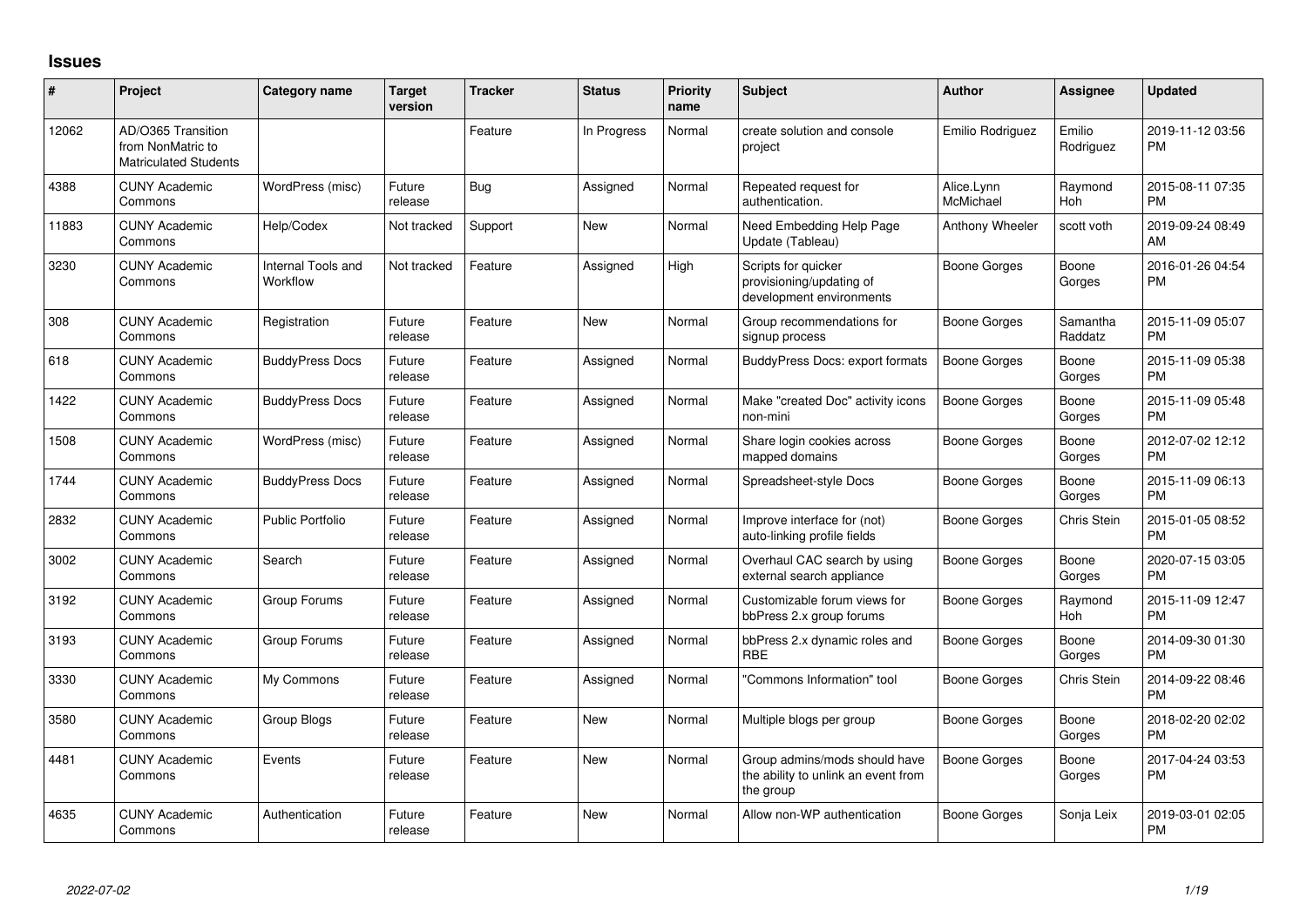## Issues

| # | Project | Category name | Target version | Tracker | Status | Priority name | Subject | Author | Assignee | Updated |
|---|---|---|---|---|---|---|---|---|---|---|
| 12062 | AD/O365 Transition from NonMatric to Matriculated Students | | | Feature | In Progress | Normal | create solution and console project | Emilio Rodriguez | Emilio Rodriguez | 2019-11-12 03:56 PM |
| 4388 | CUNY Academic Commons | WordPress (misc) | Future release | Bug | Assigned | Normal | Repeated request for authentication. | Alice.Lynn McMichael | Raymond Hoh | 2015-08-11 07:35 PM |
| 11883 | CUNY Academic Commons | Help/Codex | Not tracked | Support | New | Normal | Need Embedding Help Page Update (Tableau) | Anthony Wheeler | scott voth | 2019-09-24 08:49 AM |
| 3230 | CUNY Academic Commons | Internal Tools and Workflow | Not tracked | Feature | Assigned | High | Scripts for quicker provisioning/updating of development environments | Boone Gorges | Boone Gorges | 2016-01-26 04:54 PM |
| 308 | CUNY Academic Commons | Registration | Future release | Feature | New | Normal | Group recommendations for signup process | Boone Gorges | Samantha Raddatz | 2015-11-09 05:07 PM |
| 618 | CUNY Academic Commons | BuddyPress Docs | Future release | Feature | Assigned | Normal | BuddyPress Docs: export formats | Boone Gorges | Boone Gorges | 2015-11-09 05:38 PM |
| 1422 | CUNY Academic Commons | BuddyPress Docs | Future release | Feature | Assigned | Normal | Make "created Doc" activity icons non-mini | Boone Gorges | Boone Gorges | 2015-11-09 05:48 PM |
| 1508 | CUNY Academic Commons | WordPress (misc) | Future release | Feature | Assigned | Normal | Share login cookies across mapped domains | Boone Gorges | Boone Gorges | 2012-07-02 12:12 PM |
| 1744 | CUNY Academic Commons | BuddyPress Docs | Future release | Feature | Assigned | Normal | Spreadsheet-style Docs | Boone Gorges | Boone Gorges | 2015-11-09 06:13 PM |
| 2832 | CUNY Academic Commons | Public Portfolio | Future release | Feature | Assigned | Normal | Improve interface for (not) auto-linking profile fields | Boone Gorges | Chris Stein | 2015-01-05 08:52 PM |
| 3002 | CUNY Academic Commons | Search | Future release | Feature | Assigned | Normal | Overhaul CAC search by using external search appliance | Boone Gorges | Boone Gorges | 2020-07-15 03:05 PM |
| 3192 | CUNY Academic Commons | Group Forums | Future release | Feature | Assigned | Normal | Customizable forum views for bbPress 2.x group forums | Boone Gorges | Raymond Hoh | 2015-11-09 12:47 PM |
| 3193 | CUNY Academic Commons | Group Forums | Future release | Feature | Assigned | Normal | bbPress 2.x dynamic roles and RBE | Boone Gorges | Boone Gorges | 2014-09-30 01:30 PM |
| 3330 | CUNY Academic Commons | My Commons | Future release | Feature | Assigned | Normal | "Commons Information" tool | Boone Gorges | Chris Stein | 2014-09-22 08:46 PM |
| 3580 | CUNY Academic Commons | Group Blogs | Future release | Feature | New | Normal | Multiple blogs per group | Boone Gorges | Boone Gorges | 2018-02-20 02:02 PM |
| 4481 | CUNY Academic Commons | Events | Future release | Feature | New | Normal | Group admins/mods should have the ability to unlink an event from the group | Boone Gorges | Boone Gorges | 2017-04-24 03:53 PM |
| 4635 | CUNY Academic Commons | Authentication | Future release | Feature | New | Normal | Allow non-WP authentication | Boone Gorges | Sonja Leix | 2019-03-01 02:05 PM |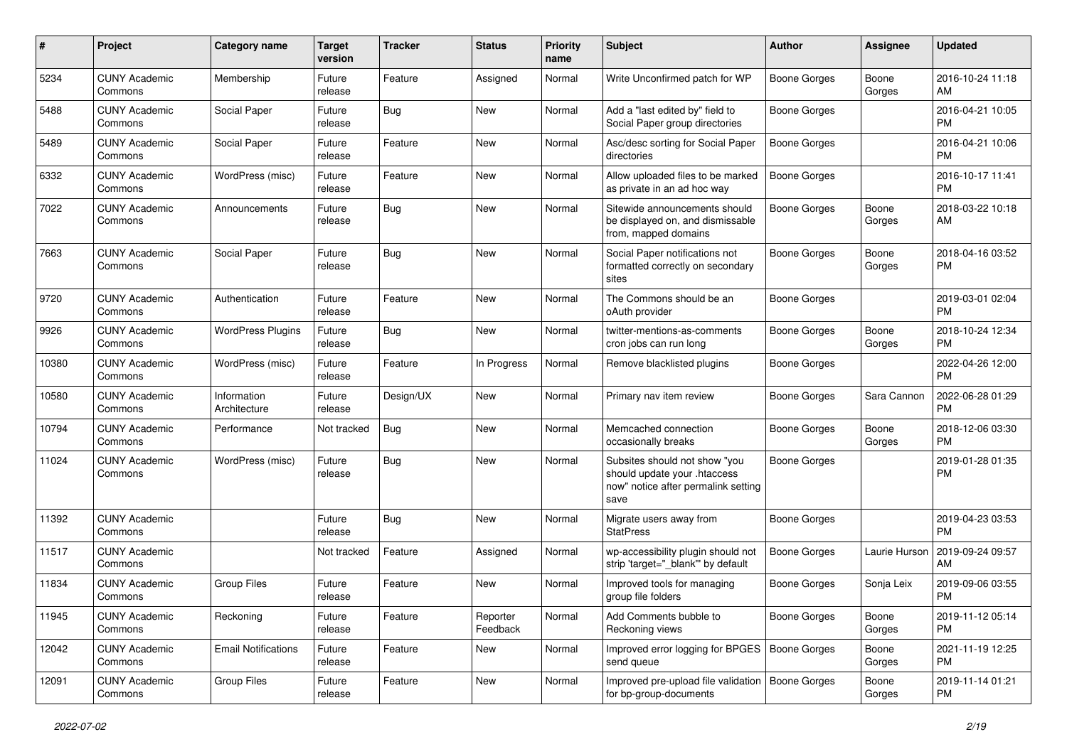| # | Project | Category name | Target version | Tracker | Status | Priority name | Subject | Author | Assignee | Updated |
|---|---|---|---|---|---|---|---|---|---|---|
| 5234 | CUNY Academic Commons | Membership | Future release | Feature | Assigned | Normal | Write Unconfirmed patch for WP | Boone Gorges | Boone Gorges | 2016-10-24 11:18 AM |
| 5488 | CUNY Academic Commons | Social Paper | Future release | Bug | New | Normal | Add a "last edited by" field to Social Paper group directories | Boone Gorges | | 2016-04-21 10:05 PM |
| 5489 | CUNY Academic Commons | Social Paper | Future release | Feature | New | Normal | Asc/desc sorting for Social Paper directories | Boone Gorges | | 2016-04-21 10:06 PM |
| 6332 | CUNY Academic Commons | WordPress (misc) | Future release | Feature | New | Normal | Allow uploaded files to be marked as private in an ad hoc way | Boone Gorges | | 2016-10-17 11:41 PM |
| 7022 | CUNY Academic Commons | Announcements | Future release | Bug | New | Normal | Sitewide announcements should be displayed on, and dismissable from, mapped domains | Boone Gorges | Boone Gorges | 2018-03-22 10:18 AM |
| 7663 | CUNY Academic Commons | Social Paper | Future release | Bug | New | Normal | Social Paper notifications not formatted correctly on secondary sites | Boone Gorges | Boone Gorges | 2018-04-16 03:52 PM |
| 9720 | CUNY Academic Commons | Authentication | Future release | Feature | New | Normal | The Commons should be an oAuth provider | Boone Gorges | | 2019-03-01 02:04 PM |
| 9926 | CUNY Academic Commons | WordPress Plugins | Future release | Bug | New | Normal | twitter-mentions-as-comments cron jobs can run long | Boone Gorges | Boone Gorges | 2018-10-24 12:34 PM |
| 10380 | CUNY Academic Commons | WordPress (misc) | Future release | Feature | In Progress | Normal | Remove blacklisted plugins | Boone Gorges | | 2022-04-26 12:00 PM |
| 10580 | CUNY Academic Commons | Information Architecture | Future release | Design/UX | New | Normal | Primary nav item review | Boone Gorges | Sara Cannon | 2022-06-28 01:29 PM |
| 10794 | CUNY Academic Commons | Performance | Not tracked | Bug | New | Normal | Memcached connection occasionally breaks | Boone Gorges | Boone Gorges | 2018-12-06 03:30 PM |
| 11024 | CUNY Academic Commons | WordPress (misc) | Future release | Bug | New | Normal | Subsites should not show "you should update your .htaccess now" notice after permalink setting save | Boone Gorges | | 2019-01-28 01:35 PM |
| 11392 | CUNY Academic Commons | | Future release | Bug | New | Normal | Migrate users away from StatPress | Boone Gorges | | 2019-04-23 03:53 PM |
| 11517 | CUNY Academic Commons | | Not tracked | Feature | Assigned | Normal | wp-accessibility plugin should not strip 'target="_blank"' by default | Boone Gorges | Laurie Hurson | 2019-09-24 09:57 AM |
| 11834 | CUNY Academic Commons | Group Files | Future release | Feature | New | Normal | Improved tools for managing group file folders | Boone Gorges | Sonja Leix | 2019-09-06 03:55 PM |
| 11945 | CUNY Academic Commons | Reckoning | Future release | Feature | Reporter Feedback | Normal | Add Comments bubble to Reckoning views | Boone Gorges | Boone Gorges | 2019-11-12 05:14 PM |
| 12042 | CUNY Academic Commons | Email Notifications | Future release | Feature | New | Normal | Improved error logging for BPGES send queue | Boone Gorges | Boone Gorges | 2021-11-19 12:25 PM |
| 12091 | CUNY Academic Commons | Group Files | Future release | Feature | New | Normal | Improved pre-upload file validation for bp-group-documents | Boone Gorges | Boone Gorges | 2019-11-14 01:21 PM |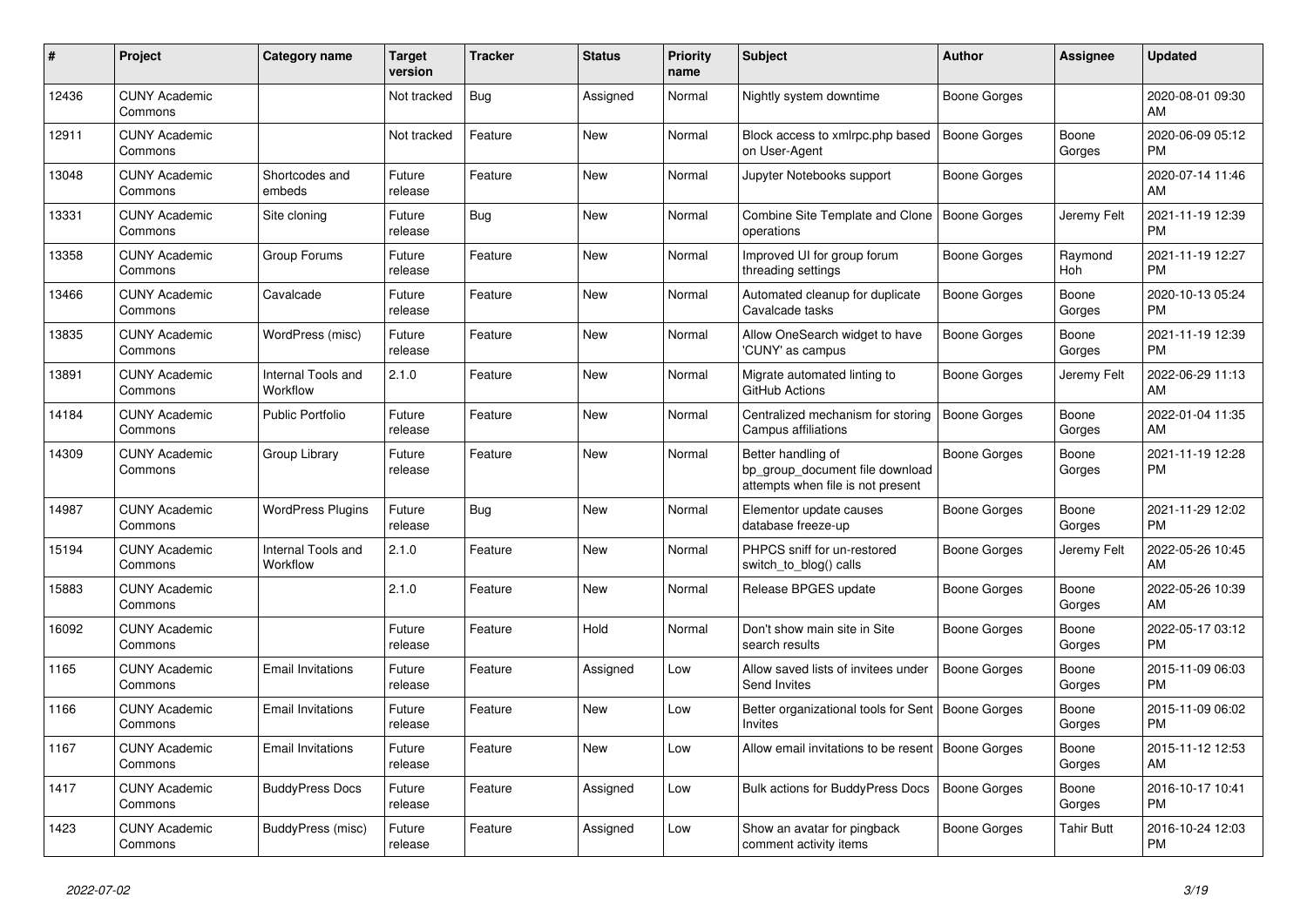| # | Project | Category name | Target version | Tracker | Status | Priority name | Subject | Author | Assignee | Updated |
|---|---|---|---|---|---|---|---|---|---|---|
| 12436 | CUNY Academic Commons | | Not tracked | Bug | Assigned | Normal | Nightly system downtime | Boone Gorges | | 2020-08-01 09:30 AM |
| 12911 | CUNY Academic Commons | | Not tracked | Feature | New | Normal | Block access to xmlrpc.php based on User-Agent | Boone Gorges | Boone Gorges | 2020-06-09 05:12 PM |
| 13048 | CUNY Academic Commons | Shortcodes and embeds | Future release | Feature | New | Normal | Jupyter Notebooks support | Boone Gorges | | 2020-07-14 11:46 AM |
| 13331 | CUNY Academic Commons | Site cloning | Future release | Bug | New | Normal | Combine Site Template and Clone operations | Boone Gorges | Jeremy Felt | 2021-11-19 12:39 PM |
| 13358 | CUNY Academic Commons | Group Forums | Future release | Feature | New | Normal | Improved UI for group forum threading settings | Boone Gorges | Raymond Hoh | 2021-11-19 12:27 PM |
| 13466 | CUNY Academic Commons | Cavalcade | Future release | Feature | New | Normal | Automated cleanup for duplicate Cavalcade tasks | Boone Gorges | Boone Gorges | 2020-10-13 05:24 PM |
| 13835 | CUNY Academic Commons | WordPress (misc) | Future release | Feature | New | Normal | Allow OneSearch widget to have 'CUNY' as campus | Boone Gorges | Boone Gorges | 2021-11-19 12:39 PM |
| 13891 | CUNY Academic Commons | Internal Tools and Workflow | 2.1.0 | Feature | New | Normal | Migrate automated linting to GitHub Actions | Boone Gorges | Jeremy Felt | 2022-06-29 11:13 AM |
| 14184 | CUNY Academic Commons | Public Portfolio | Future release | Feature | New | Normal | Centralized mechanism for storing Campus affiliations | Boone Gorges | Boone Gorges | 2022-01-04 11:35 AM |
| 14309 | CUNY Academic Commons | Group Library | Future release | Feature | New | Normal | Better handling of bp_group_document file download attempts when file is not present | Boone Gorges | Boone Gorges | 2021-11-19 12:28 PM |
| 14987 | CUNY Academic Commons | WordPress Plugins | Future release | Bug | New | Normal | Elementor update causes database freeze-up | Boone Gorges | Boone Gorges | 2021-11-29 12:02 PM |
| 15194 | CUNY Academic Commons | Internal Tools and Workflow | 2.1.0 | Feature | New | Normal | PHPCS sniff for un-restored switch_to_blog() calls | Boone Gorges | Jeremy Felt | 2022-05-26 10:45 AM |
| 15883 | CUNY Academic Commons | | 2.1.0 | Feature | New | Normal | Release BPGES update | Boone Gorges | Boone Gorges | 2022-05-26 10:39 AM |
| 16092 | CUNY Academic Commons | | Future release | Feature | Hold | Normal | Don't show main site in Site search results | Boone Gorges | Boone Gorges | 2022-05-17 03:12 PM |
| 1165 | CUNY Academic Commons | Email Invitations | Future release | Feature | Assigned | Low | Allow saved lists of invitees under Send Invites | Boone Gorges | Boone Gorges | 2015-11-09 06:03 PM |
| 1166 | CUNY Academic Commons | Email Invitations | Future release | Feature | New | Low | Better organizational tools for Sent Invites | Boone Gorges | Boone Gorges | 2015-11-09 06:02 PM |
| 1167 | CUNY Academic Commons | Email Invitations | Future release | Feature | New | Low | Allow email invitations to be resent | Boone Gorges | Boone Gorges | 2015-11-12 12:53 AM |
| 1417 | CUNY Academic Commons | BuddyPress Docs | Future release | Feature | Assigned | Low | Bulk actions for BuddyPress Docs | Boone Gorges | Boone Gorges | 2016-10-17 10:41 PM |
| 1423 | CUNY Academic Commons | BuddyPress (misc) | Future release | Feature | Assigned | Low | Show an avatar for pingback comment activity items | Boone Gorges | Tahir Butt | 2016-10-24 12:03 PM |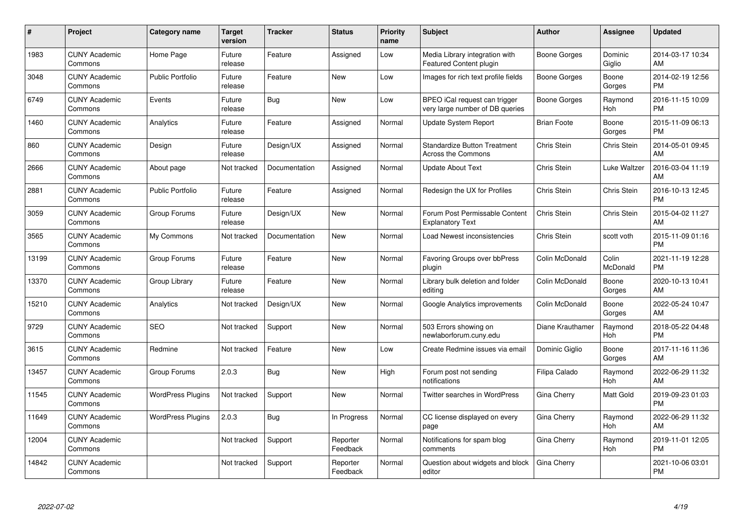| # | Project | Category name | Target version | Tracker | Status | Priority name | Subject | Author | Assignee | Updated |
|---|---|---|---|---|---|---|---|---|---|---|
| 1983 | CUNY Academic Commons | Home Page | Future release | Feature | Assigned | Low | Media Library integration with Featured Content plugin | Boone Gorges | Dominic Giglio | 2014-03-17 10:34 AM |
| 3048 | CUNY Academic Commons | Public Portfolio | Future release | Feature | New | Low | Images for rich text profile fields | Boone Gorges | Boone Gorges | 2014-02-19 12:56 PM |
| 6749 | CUNY Academic Commons | Events | Future release | Bug | New | Low | BPEO iCal request can trigger very large number of DB queries | Boone Gorges | Raymond Hoh | 2016-11-15 10:09 PM |
| 1460 | CUNY Academic Commons | Analytics | Future release | Feature | Assigned | Normal | Update System Report | Brian Foote | Boone Gorges | 2015-11-09 06:13 PM |
| 860 | CUNY Academic Commons | Design | Future release | Design/UX | Assigned | Normal | Standardize Button Treatment Across the Commons | Chris Stein | Chris Stein | 2014-05-01 09:45 AM |
| 2666 | CUNY Academic Commons | About page | Not tracked | Documentation | Assigned | Normal | Update About Text | Chris Stein | Luke Waltzer | 2016-03-04 11:19 AM |
| 2881 | CUNY Academic Commons | Public Portfolio | Future release | Feature | Assigned | Normal | Redesign the UX for Profiles | Chris Stein | Chris Stein | 2016-10-13 12:45 PM |
| 3059 | CUNY Academic Commons | Group Forums | Future release | Design/UX | New | Normal | Forum Post Permissable Content Explanatory Text | Chris Stein | Chris Stein | 2015-04-02 11:27 AM |
| 3565 | CUNY Academic Commons | My Commons | Not tracked | Documentation | New | Normal | Load Newest inconsistencies | Chris Stein | scott voth | 2015-11-09 01:16 PM |
| 13199 | CUNY Academic Commons | Group Forums | Future release | Feature | New | Normal | Favoring Groups over bbPress plugin | Colin McDonald | Colin McDonald | 2021-11-19 12:28 PM |
| 13370 | CUNY Academic Commons | Group Library | Future release | Feature | New | Normal | Library bulk deletion and folder editing | Colin McDonald | Boone Gorges | 2020-10-13 10:41 AM |
| 15210 | CUNY Academic Commons | Analytics | Not tracked | Design/UX | New | Normal | Google Analytics improvements | Colin McDonald | Boone Gorges | 2022-05-24 10:47 AM |
| 9729 | CUNY Academic Commons | SEO | Not tracked | Support | New | Normal | 503 Errors showing on newlaborforum.cuny.edu | Diane Krauthamer | Raymond Hoh | 2018-05-22 04:48 PM |
| 3615 | CUNY Academic Commons | Redmine | Not tracked | Feature | New | Low | Create Redmine issues via email | Dominic Giglio | Boone Gorges | 2017-11-16 11:36 AM |
| 13457 | CUNY Academic Commons | Group Forums | 2.0.3 | Bug | New | High | Forum post not sending notifications | Filipa Calado | Raymond Hoh | 2022-06-29 11:32 AM |
| 11545 | CUNY Academic Commons | WordPress Plugins | Not tracked | Support | New | Normal | Twitter searches in WordPress | Gina Cherry | Matt Gold | 2019-09-23 01:03 PM |
| 11649 | CUNY Academic Commons | WordPress Plugins | 2.0.3 | Bug | In Progress | Normal | CC license displayed on every page | Gina Cherry | Raymond Hoh | 2022-06-29 11:32 AM |
| 12004 | CUNY Academic Commons | | Not tracked | Support | Reporter Feedback | Normal | Notifications for spam blog comments | Gina Cherry | Raymond Hoh | 2019-11-01 12:05 PM |
| 14842 | CUNY Academic Commons | | Not tracked | Support | Reporter Feedback | Normal | Question about widgets and block editor | Gina Cherry | | 2021-10-06 03:01 PM |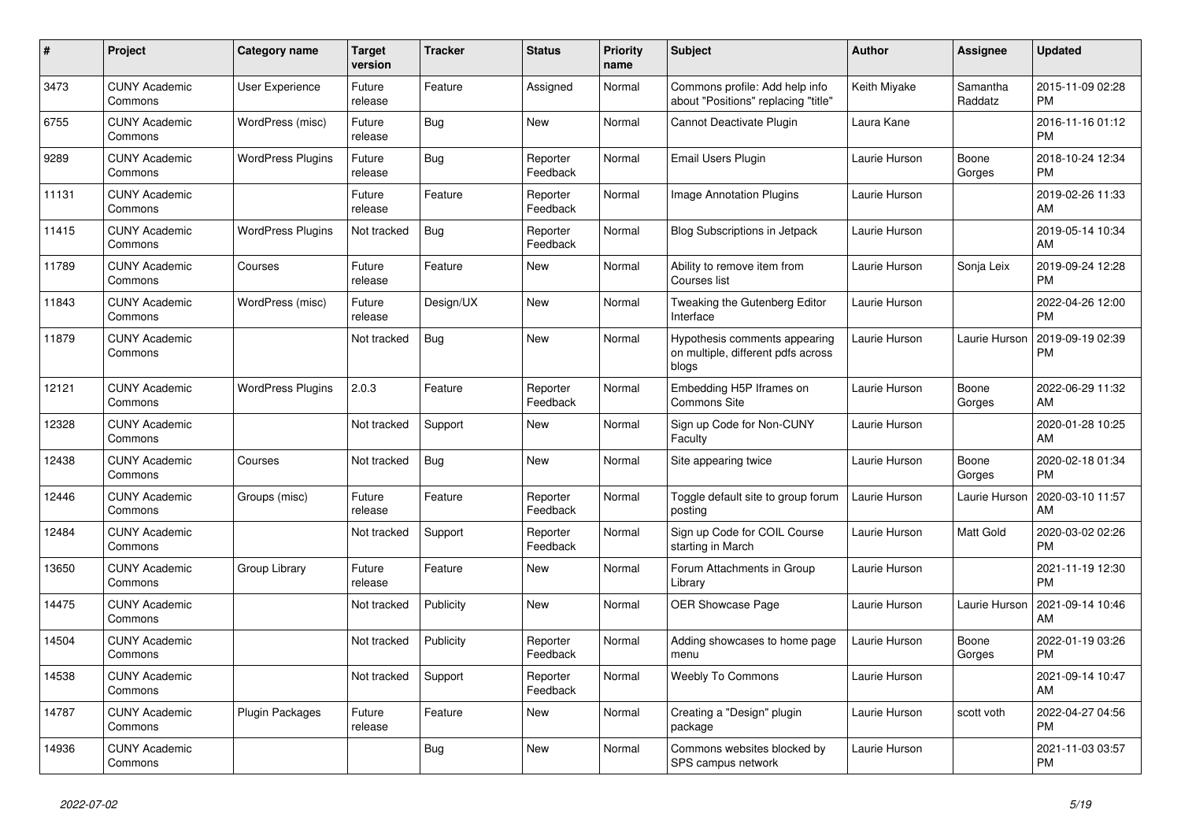| # | Project | Category name | Target version | Tracker | Status | Priority name | Subject | Author | Assignee | Updated |
|---|---|---|---|---|---|---|---|---|---|---|
| 3473 | CUNY Academic Commons | User Experience | Future release | Feature | Assigned | Normal | Commons profile: Add help info about "Positions" replacing "title" | Keith Miyake | Samantha Raddatz | 2015-11-09 02:28 PM |
| 6755 | CUNY Academic Commons | WordPress (misc) | Future release | Bug | New | Normal | Cannot Deactivate Plugin | Laura Kane | | 2016-11-16 01:12 PM |
| 9289 | CUNY Academic Commons | WordPress Plugins | Future release | Bug | Reporter Feedback | Normal | Email Users Plugin | Laurie Hurson | Boone Gorges | 2018-10-24 12:34 PM |
| 11131 | CUNY Academic Commons | | Future release | Feature | Reporter Feedback | Normal | Image Annotation Plugins | Laurie Hurson | | 2019-02-26 11:33 AM |
| 11415 | CUNY Academic Commons | WordPress Plugins | Not tracked | Bug | Reporter Feedback | Normal | Blog Subscriptions in Jetpack | Laurie Hurson | | 2019-05-14 10:34 AM |
| 11789 | CUNY Academic Commons | Courses | Future release | Feature | New | Normal | Ability to remove item from Courses list | Laurie Hurson | Sonja Leix | 2019-09-24 12:28 PM |
| 11843 | CUNY Academic Commons | WordPress (misc) | Future release | Design/UX | New | Normal | Tweaking the Gutenberg Editor Interface | Laurie Hurson | | 2022-04-26 12:00 PM |
| 11879 | CUNY Academic Commons | | Not tracked | Bug | New | Normal | Hypothesis comments appearing on multiple, different pdfs across blogs | Laurie Hurson | Laurie Hurson | 2019-09-19 02:39 PM |
| 12121 | CUNY Academic Commons | WordPress Plugins | 2.0.3 | Feature | Reporter Feedback | Normal | Embedding H5P Iframes on Commons Site | Laurie Hurson | Boone Gorges | 2022-06-29 11:32 AM |
| 12328 | CUNY Academic Commons | | Not tracked | Support | New | Normal | Sign up Code for Non-CUNY Faculty | Laurie Hurson | | 2020-01-28 10:25 AM |
| 12438 | CUNY Academic Commons | Courses | Not tracked | Bug | New | Normal | Site appearing twice | Laurie Hurson | Boone Gorges | 2020-02-18 01:34 PM |
| 12446 | CUNY Academic Commons | Groups (misc) | Future release | Feature | Reporter Feedback | Normal | Toggle default site to group forum posting | Laurie Hurson | Laurie Hurson | 2020-03-10 11:57 AM |
| 12484 | CUNY Academic Commons | | Not tracked | Support | Reporter Feedback | Normal | Sign up Code for COIL Course starting in March | Laurie Hurson | Matt Gold | 2020-03-02 02:26 PM |
| 13650 | CUNY Academic Commons | Group Library | Future release | Feature | New | Normal | Forum Attachments in Group Library | Laurie Hurson | | 2021-11-19 12:30 PM |
| 14475 | CUNY Academic Commons | | Not tracked | Publicity | New | Normal | OER Showcase Page | Laurie Hurson | Laurie Hurson | 2021-09-14 10:46 AM |
| 14504 | CUNY Academic Commons | | Not tracked | Publicity | Reporter Feedback | Normal | Adding showcases to home page menu | Laurie Hurson | Boone Gorges | 2022-01-19 03:26 PM |
| 14538 | CUNY Academic Commons | | Not tracked | Support | Reporter Feedback | Normal | Weebly To Commons | Laurie Hurson | | 2021-09-14 10:47 AM |
| 14787 | CUNY Academic Commons | Plugin Packages | Future release | Feature | New | Normal | Creating a "Design" plugin package | Laurie Hurson | scott voth | 2022-04-27 04:56 PM |
| 14936 | CUNY Academic Commons | | | Bug | New | Normal | Commons websites blocked by SPS campus network | Laurie Hurson | | 2021-11-03 03:57 PM |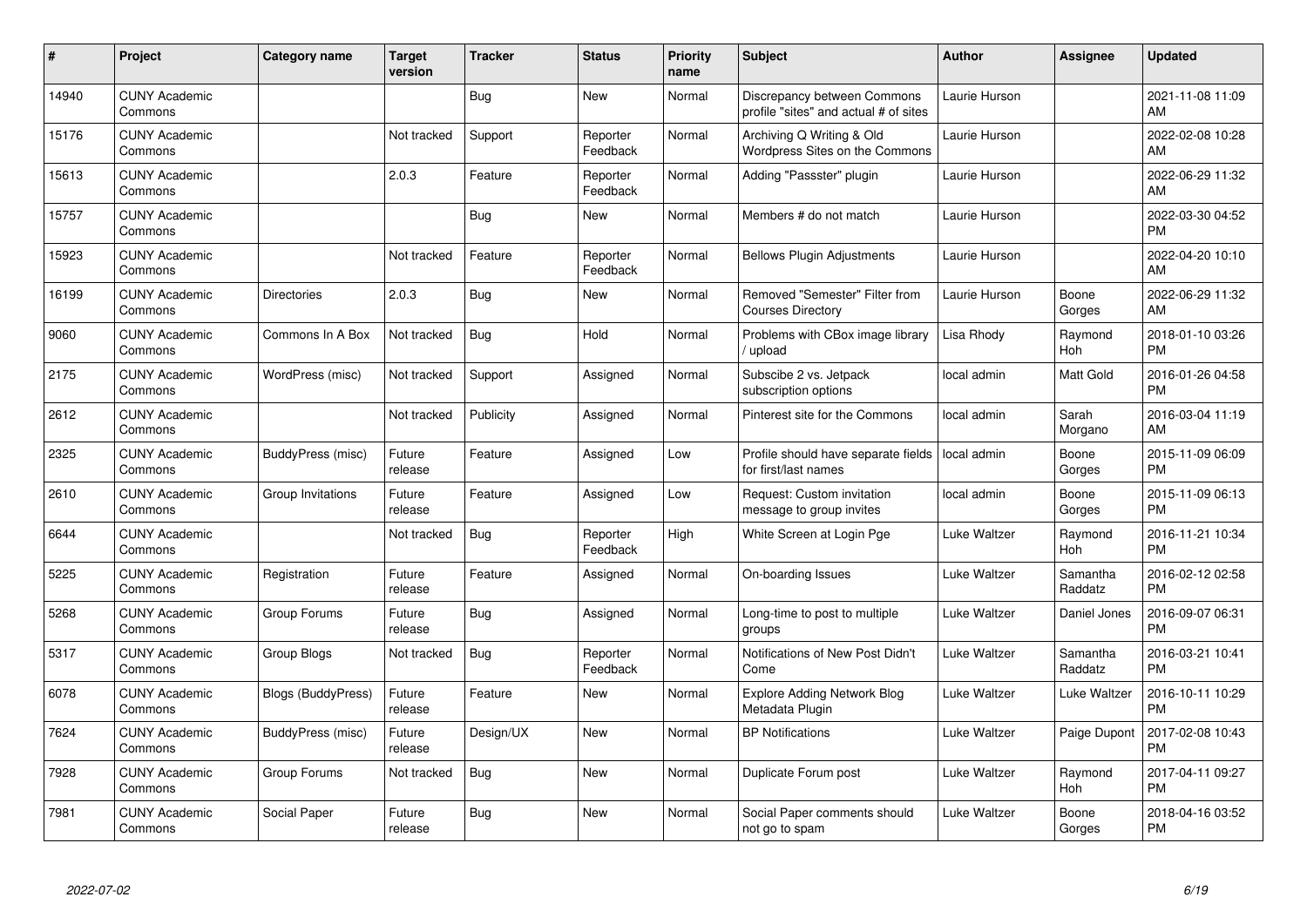| # | Project | Category name | Target version | Tracker | Status | Priority name | Subject | Author | Assignee | Updated |
|---|---|---|---|---|---|---|---|---|---|---|
| 14940 | CUNY Academic Commons | | | Bug | New | Normal | Discrepancy between Commons profile "sites" and actual # of sites | Laurie Hurson | | 2021-11-08 11:09 AM |
| 15176 | CUNY Academic Commons | | Not tracked | Support | Reporter Feedback | Normal | Archiving Q Writing & Old Wordpress Sites on the Commons | Laurie Hurson | | 2022-02-08 10:28 AM |
| 15613 | CUNY Academic Commons | | 2.0.3 | Feature | Reporter Feedback | Normal | Adding "Passster" plugin | Laurie Hurson | | 2022-06-29 11:32 AM |
| 15757 | CUNY Academic Commons | | | Bug | New | Normal | Members # do not match | Laurie Hurson | | 2022-03-30 04:52 PM |
| 15923 | CUNY Academic Commons | | Not tracked | Feature | Reporter Feedback | Normal | Bellows Plugin Adjustments | Laurie Hurson | | 2022-04-20 10:10 AM |
| 16199 | CUNY Academic Commons | Directories | 2.0.3 | Bug | New | Normal | Removed "Semester" Filter from Courses Directory | Laurie Hurson | Boone Gorges | 2022-06-29 11:32 AM |
| 9060 | CUNY Academic Commons | Commons In A Box | Not tracked | Bug | Hold | Normal | Problems with CBox image library / upload | Lisa Rhody | Raymond Hoh | 2018-01-10 03:26 PM |
| 2175 | CUNY Academic Commons | WordPress (misc) | Not tracked | Support | Assigned | Normal | Subscibe 2 vs. Jetpack subscription options | local admin | Matt Gold | 2016-01-26 04:58 PM |
| 2612 | CUNY Academic Commons | | Not tracked | Publicity | Assigned | Normal | Pinterest site for the Commons | local admin | Sarah Morgano | 2016-03-04 11:19 AM |
| 2325 | CUNY Academic Commons | BuddyPress (misc) | Future release | Feature | Assigned | Low | Profile should have separate fields for first/last names | local admin | Boone Gorges | 2015-11-09 06:09 PM |
| 2610 | CUNY Academic Commons | Group Invitations | Future release | Feature | Assigned | Low | Request: Custom invitation message to group invites | local admin | Boone Gorges | 2015-11-09 06:13 PM |
| 6644 | CUNY Academic Commons | | Not tracked | Bug | Reporter Feedback | High | White Screen at Login Pge | Luke Waltzer | Raymond Hoh | 2016-11-21 10:34 PM |
| 5225 | CUNY Academic Commons | Registration | Future release | Feature | Assigned | Normal | On-boarding Issues | Luke Waltzer | Samantha Raddatz | 2016-02-12 02:58 PM |
| 5268 | CUNY Academic Commons | Group Forums | Future release | Bug | Assigned | Normal | Long-time to post to multiple groups | Luke Waltzer | Daniel Jones | 2016-09-07 06:31 PM |
| 5317 | CUNY Academic Commons | Group Blogs | Not tracked | Bug | Reporter Feedback | Normal | Notifications of New Post Didn't Come | Luke Waltzer | Samantha Raddatz | 2016-03-21 10:41 PM |
| 6078 | CUNY Academic Commons | Blogs (BuddyPress) | Future release | Feature | New | Normal | Explore Adding Network Blog Metadata Plugin | Luke Waltzer | Luke Waltzer | 2016-10-11 10:29 PM |
| 7624 | CUNY Academic Commons | BuddyPress (misc) | Future release | Design/UX | New | Normal | BP Notifications | Luke Waltzer | Paige Dupont | 2017-02-08 10:43 PM |
| 7928 | CUNY Academic Commons | Group Forums | Not tracked | Bug | New | Normal | Duplicate Forum post | Luke Waltzer | Raymond Hoh | 2017-04-11 09:27 PM |
| 7981 | CUNY Academic Commons | Social Paper | Future release | Bug | New | Normal | Social Paper comments should not go to spam | Luke Waltzer | Boone Gorges | 2018-04-16 03:52 PM |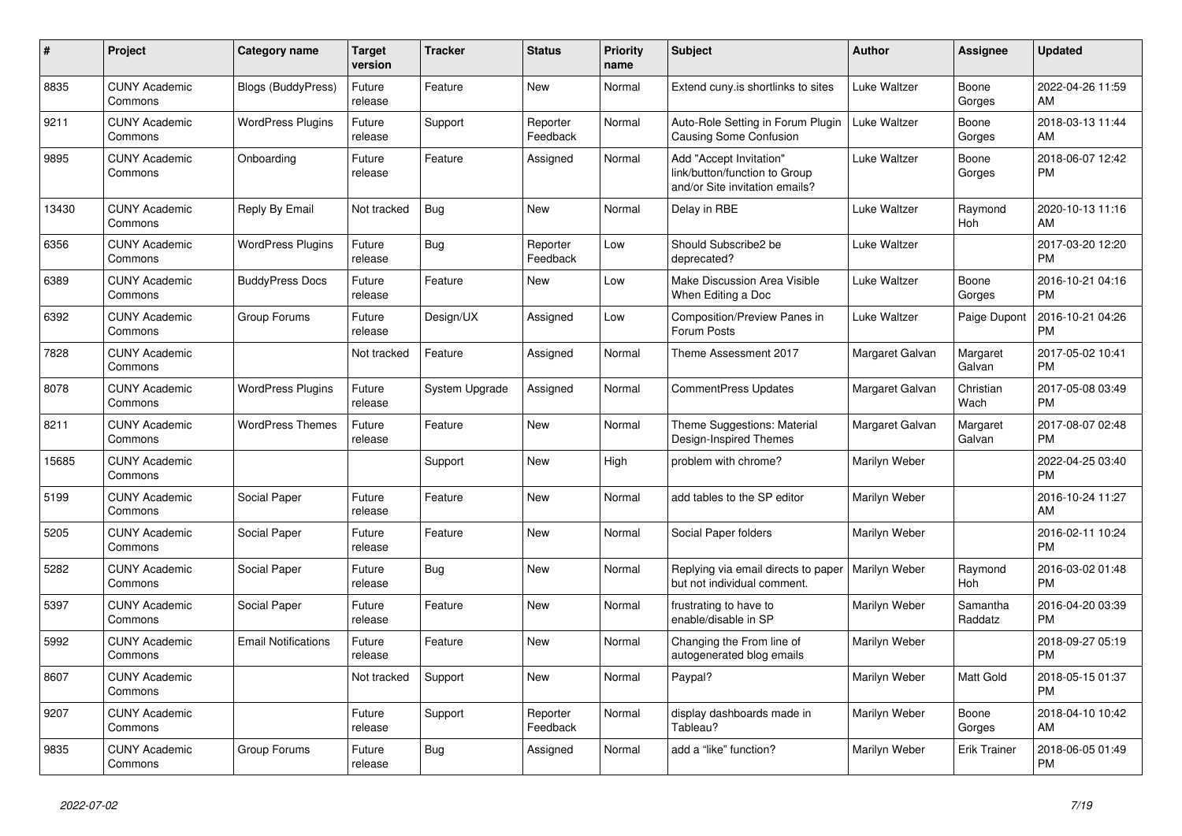| # | Project | Category name | Target version | Tracker | Status | Priority name | Subject | Author | Assignee | Updated |
|---|---|---|---|---|---|---|---|---|---|---|
| 8835 | CUNY Academic Commons | Blogs (BuddyPress) | Future release | Feature | New | Normal | Extend cuny.is shortlinks to sites | Luke Waltzer | Boone Gorges | 2022-04-26 11:59 AM |
| 9211 | CUNY Academic Commons | WordPress Plugins | Future release | Support | Reporter Feedback | Normal | Auto-Role Setting in Forum Plugin Causing Some Confusion | Luke Waltzer | Boone Gorges | 2018-03-13 11:44 AM |
| 9895 | CUNY Academic Commons | Onboarding | Future release | Feature | Assigned | Normal | Add "Accept Invitation" link/button/function to Group and/or Site invitation emails? | Luke Waltzer | Boone Gorges | 2018-06-07 12:42 PM |
| 13430 | CUNY Academic Commons | Reply By Email | Not tracked | Bug | New | Normal | Delay in RBE | Luke Waltzer | Raymond Hoh | 2020-10-13 11:16 AM |
| 6356 | CUNY Academic Commons | WordPress Plugins | Future release | Bug | Reporter Feedback | Low | Should Subscribe2 be deprecated? | Luke Waltzer | | 2017-03-20 12:20 PM |
| 6389 | CUNY Academic Commons | BuddyPress Docs | Future release | Feature | New | Low | Make Discussion Area Visible When Editing a Doc | Luke Waltzer | Boone Gorges | 2016-10-21 04:16 PM |
| 6392 | CUNY Academic Commons | Group Forums | Future release | Design/UX | Assigned | Low | Composition/Preview Panes in Forum Posts | Luke Waltzer | Paige Dupont | 2016-10-21 04:26 PM |
| 7828 | CUNY Academic Commons | | Not tracked | Feature | Assigned | Normal | Theme Assessment 2017 | Margaret Galvan | Margaret Galvan | 2017-05-02 10:41 PM |
| 8078 | CUNY Academic Commons | WordPress Plugins | Future release | System Upgrade | Assigned | Normal | CommentPress Updates | Margaret Galvan | Christian Wach | 2017-05-08 03:49 PM |
| 8211 | CUNY Academic Commons | WordPress Themes | Future release | Feature | New | Normal | Theme Suggestions: Material Design-Inspired Themes | Margaret Galvan | Margaret Galvan | 2017-08-07 02:48 PM |
| 15685 | CUNY Academic Commons | | | Support | New | High | problem with chrome? | Marilyn Weber | | 2022-04-25 03:40 PM |
| 5199 | CUNY Academic Commons | Social Paper | Future release | Feature | New | Normal | add tables to the SP editor | Marilyn Weber | | 2016-10-24 11:27 AM |
| 5205 | CUNY Academic Commons | Social Paper | Future release | Feature | New | Normal | Social Paper folders | Marilyn Weber | | 2016-02-11 10:24 PM |
| 5282 | CUNY Academic Commons | Social Paper | Future release | Bug | New | Normal | Replying via email directs to paper but not individual comment. | Marilyn Weber | Raymond Hoh | 2016-03-02 01:48 PM |
| 5397 | CUNY Academic Commons | Social Paper | Future release | Feature | New | Normal | frustrating to have to enable/disable in SP | Marilyn Weber | Samantha Raddatz | 2016-04-20 03:39 PM |
| 5992 | CUNY Academic Commons | Email Notifications | Future release | Feature | New | Normal | Changing the From line of autogenerated blog emails | Marilyn Weber | | 2018-09-27 05:19 PM |
| 8607 | CUNY Academic Commons | | Not tracked | Support | New | Normal | Paypal? | Marilyn Weber | Matt Gold | 2018-05-15 01:37 PM |
| 9207 | CUNY Academic Commons | | Future release | Support | Reporter Feedback | Normal | display dashboards made in Tableau? | Marilyn Weber | Boone Gorges | 2018-04-10 10:42 AM |
| 9835 | CUNY Academic Commons | Group Forums | Future release | Bug | Assigned | Normal | add a “like” function? | Marilyn Weber | Erik Trainer | 2018-06-05 01:49 PM |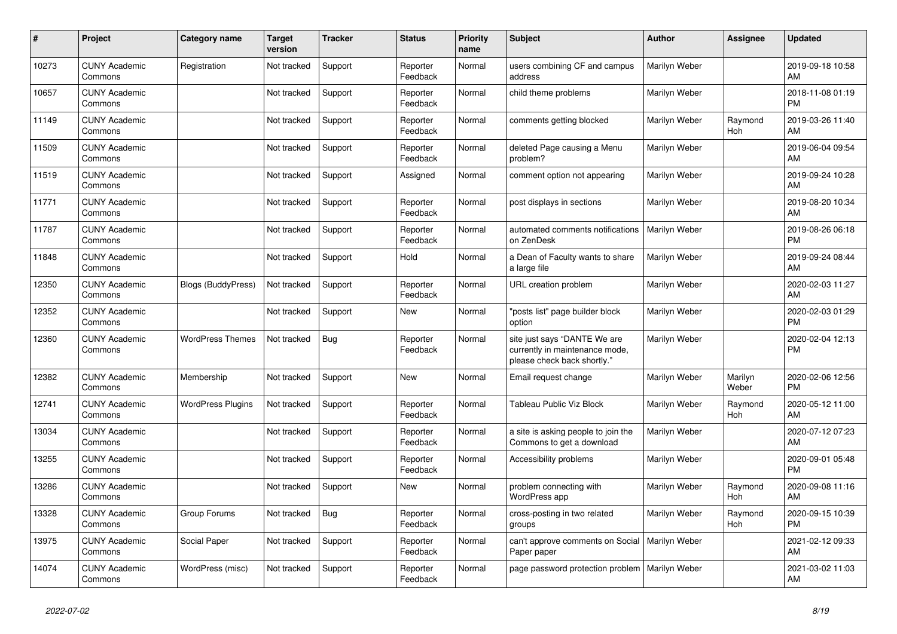| # | Project | Category name | Target version | Tracker | Status | Priority name | Subject | Author | Assignee | Updated |
|---|---|---|---|---|---|---|---|---|---|---|
| 10273 | CUNY Academic Commons | Registration | Not tracked | Support | Reporter Feedback | Normal | users combining CF and campus address | Marilyn Weber | | 2019-09-18 10:58 AM |
| 10657 | CUNY Academic Commons | | Not tracked | Support | Reporter Feedback | Normal | child theme problems | Marilyn Weber | | 2018-11-08 01:19 PM |
| 11149 | CUNY Academic Commons | | Not tracked | Support | Reporter Feedback | Normal | comments getting blocked | Marilyn Weber | Raymond Hoh | 2019-03-26 11:40 AM |
| 11509 | CUNY Academic Commons | | Not tracked | Support | Reporter Feedback | Normal | deleted Page causing a Menu problem? | Marilyn Weber | | 2019-06-04 09:54 AM |
| 11519 | CUNY Academic Commons | | Not tracked | Support | Assigned | Normal | comment option not appearing | Marilyn Weber | | 2019-09-24 10:28 AM |
| 11771 | CUNY Academic Commons | | Not tracked | Support | Reporter Feedback | Normal | post displays in sections | Marilyn Weber | | 2019-08-20 10:34 AM |
| 11787 | CUNY Academic Commons | | Not tracked | Support | Reporter Feedback | Normal | automated comments notifications on ZenDesk | Marilyn Weber | | 2019-08-26 06:18 PM |
| 11848 | CUNY Academic Commons | | Not tracked | Support | Hold | Normal | a Dean of Faculty wants to share a large file | Marilyn Weber | | 2019-09-24 08:44 AM |
| 12350 | CUNY Academic Commons | Blogs (BuddyPress) | Not tracked | Support | Reporter Feedback | Normal | URL creation problem | Marilyn Weber | | 2020-02-03 11:27 AM |
| 12352 | CUNY Academic Commons | | Not tracked | Support | New | Normal | "posts list" page builder block option | Marilyn Weber | | 2020-02-03 01:29 PM |
| 12360 | CUNY Academic Commons | WordPress Themes | Not tracked | Bug | Reporter Feedback | Normal | site just says "DANTE We are currently in maintenance mode, please check back shortly." | Marilyn Weber | | 2020-02-04 12:13 PM |
| 12382 | CUNY Academic Commons | Membership | Not tracked | Support | New | Normal | Email request change | Marilyn Weber | Marilyn Weber | 2020-02-06 12:56 PM |
| 12741 | CUNY Academic Commons | WordPress Plugins | Not tracked | Support | Reporter Feedback | Normal | Tableau Public Viz Block | Marilyn Weber | Raymond Hoh | 2020-05-12 11:00 AM |
| 13034 | CUNY Academic Commons | | Not tracked | Support | Reporter Feedback | Normal | a site is asking people to join the Commons to get a download | Marilyn Weber | | 2020-07-12 07:23 AM |
| 13255 | CUNY Academic Commons | | Not tracked | Support | Reporter Feedback | Normal | Accessibility problems | Marilyn Weber | | 2020-09-01 05:48 PM |
| 13286 | CUNY Academic Commons | | Not tracked | Support | New | Normal | problem connecting with WordPress app | Marilyn Weber | Raymond Hoh | 2020-09-08 11:16 AM |
| 13328 | CUNY Academic Commons | Group Forums | Not tracked | Bug | Reporter Feedback | Normal | cross-posting in two related groups | Marilyn Weber | Raymond Hoh | 2020-09-15 10:39 PM |
| 13975 | CUNY Academic Commons | Social Paper | Not tracked | Support | Reporter Feedback | Normal | can't approve comments on Social Paper paper | Marilyn Weber | | 2021-02-12 09:33 AM |
| 14074 | CUNY Academic Commons | WordPress (misc) | Not tracked | Support | Reporter Feedback | Normal | page password protection problem | Marilyn Weber | | 2021-03-02 11:03 AM |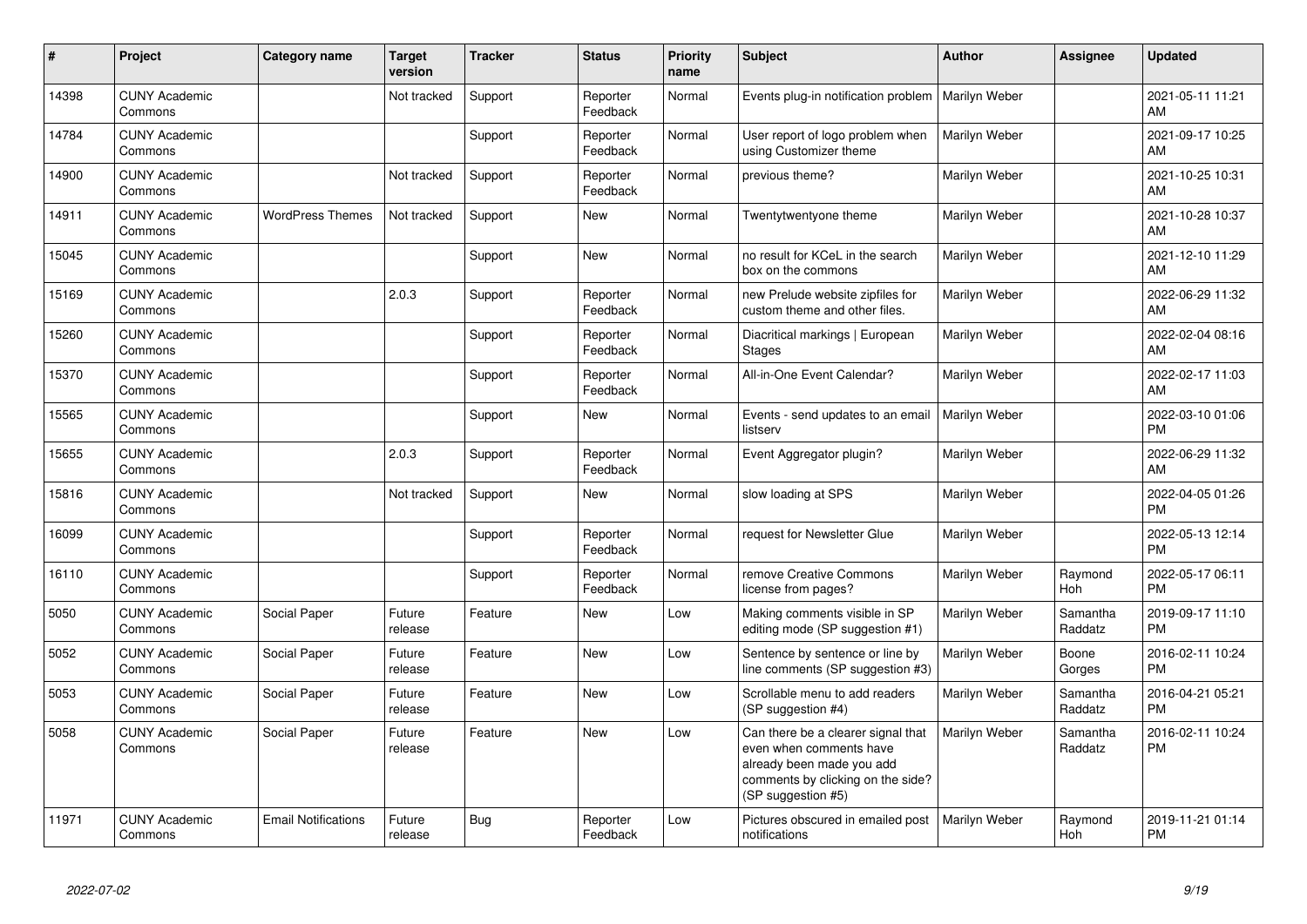| # | Project | Category name | Target version | Tracker | Status | Priority name | Subject | Author | Assignee | Updated |
|---|---|---|---|---|---|---|---|---|---|---|
| 14398 | CUNY Academic Commons | | Not tracked | Support | Reporter Feedback | Normal | Events plug-in notification problem | Marilyn Weber | | 2021-05-11 11:21 AM |
| 14784 | CUNY Academic Commons | | | Support | Reporter Feedback | Normal | User report of logo problem when using Customizer theme | Marilyn Weber | | 2021-09-17 10:25 AM |
| 14900 | CUNY Academic Commons | | Not tracked | Support | Reporter Feedback | Normal | previous theme? | Marilyn Weber | | 2021-10-25 10:31 AM |
| 14911 | CUNY Academic Commons | WordPress Themes | Not tracked | Support | New | Normal | Twentytwentyone theme | Marilyn Weber | | 2021-10-28 10:37 AM |
| 15045 | CUNY Academic Commons | | | Support | New | Normal | no result for KCeL in the search box on the commons | Marilyn Weber | | 2021-12-10 11:29 AM |
| 15169 | CUNY Academic Commons | | 2.0.3 | Support | Reporter Feedback | Normal | new Prelude website zipfiles for custom theme and other files. | Marilyn Weber | | 2022-06-29 11:32 AM |
| 15260 | CUNY Academic Commons | | | Support | Reporter Feedback | Normal | Diacritical markings \| European Stages | Marilyn Weber | | 2022-02-04 08:16 AM |
| 15370 | CUNY Academic Commons | | | Support | Reporter Feedback | Normal | All-in-One Event Calendar? | Marilyn Weber | | 2022-02-17 11:03 AM |
| 15565 | CUNY Academic Commons | | | Support | New | Normal | Events - send updates to an email listserv | Marilyn Weber | | 2022-03-10 01:06 PM |
| 15655 | CUNY Academic Commons | | 2.0.3 | Support | Reporter Feedback | Normal | Event Aggregator plugin? | Marilyn Weber | | 2022-06-29 11:32 AM |
| 15816 | CUNY Academic Commons | | Not tracked | Support | New | Normal | slow loading at SPS | Marilyn Weber | | 2022-04-05 01:26 PM |
| 16099 | CUNY Academic Commons | | | Support | Reporter Feedback | Normal | request for Newsletter Glue | Marilyn Weber | | 2022-05-13 12:14 PM |
| 16110 | CUNY Academic Commons | | | Support | Reporter Feedback | Normal | remove Creative Commons license from pages? | Marilyn Weber | Raymond Hoh | 2022-05-17 06:11 PM |
| 5050 | CUNY Academic Commons | Social Paper | Future release | Feature | New | Low | Making comments visible in SP editing mode (SP suggestion #1) | Marilyn Weber | Samantha Raddatz | 2019-09-17 11:10 PM |
| 5052 | CUNY Academic Commons | Social Paper | Future release | Feature | New | Low | Sentence by sentence or line by line comments (SP suggestion #3) | Marilyn Weber | Boone Gorges | 2016-02-11 10:24 PM |
| 5053 | CUNY Academic Commons | Social Paper | Future release | Feature | New | Low | Scrollable menu to add readers (SP suggestion #4) | Marilyn Weber | Samantha Raddatz | 2016-04-21 05:21 PM |
| 5058 | CUNY Academic Commons | Social Paper | Future release | Feature | New | Low | Can there be a clearer signal that even when comments have already been made you add comments by clicking on the side? (SP suggestion #5) | Marilyn Weber | Samantha Raddatz | 2016-02-11 10:24 PM |
| 11971 | CUNY Academic Commons | Email Notifications | Future release | Bug | Reporter Feedback | Low | Pictures obscured in emailed post notifications | Marilyn Weber | Raymond Hoh | 2019-11-21 01:14 PM |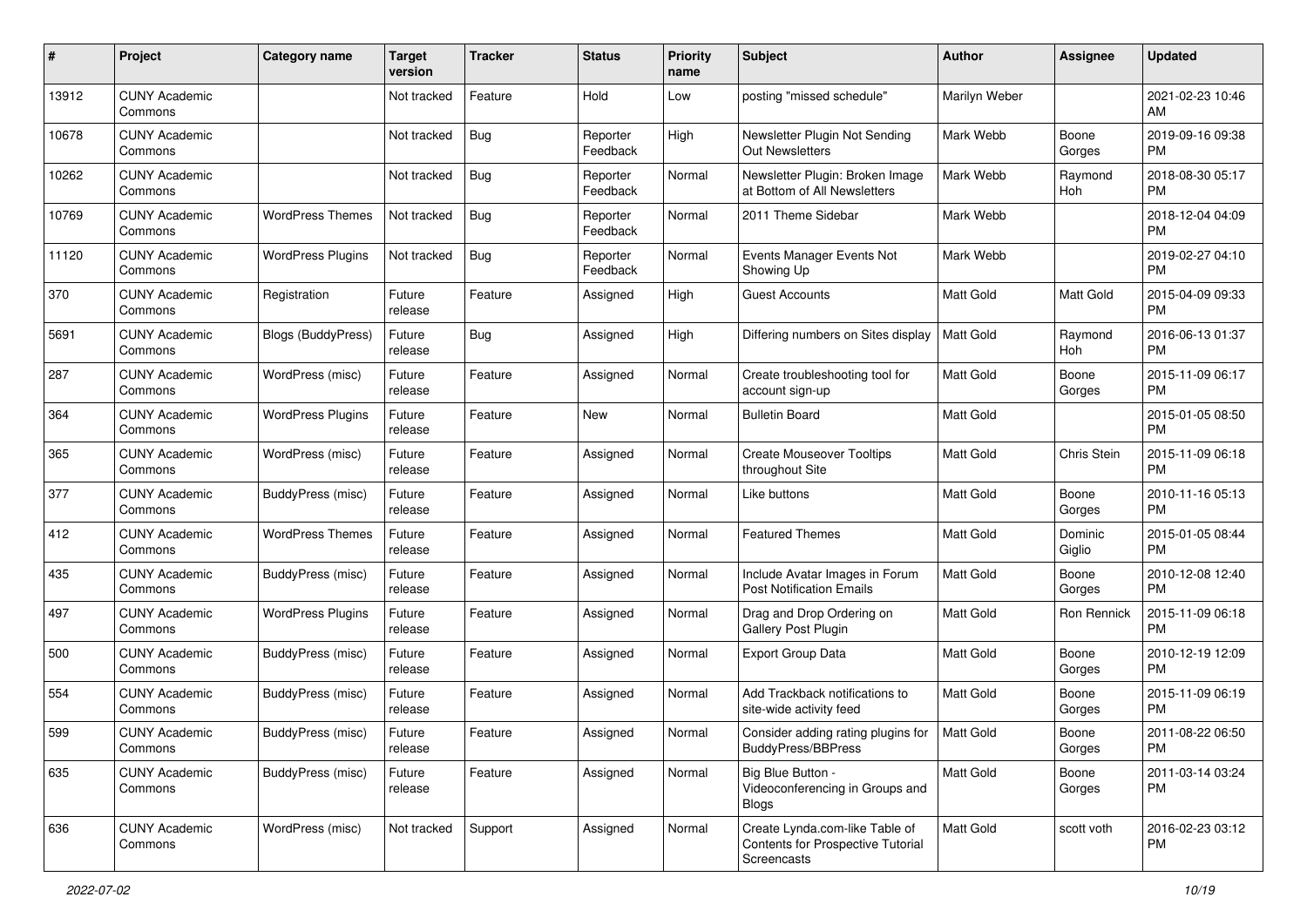| # | Project | Category name | Target version | Tracker | Status | Priority name | Subject | Author | Assignee | Updated |
|---|---|---|---|---|---|---|---|---|---|---|
| 13912 | CUNY Academic Commons | | Not tracked | Feature | Hold | Low | posting "missed schedule" | Marilyn Weber | | 2021-02-23 10:46 AM |
| 10678 | CUNY Academic Commons | | Not tracked | Bug | Reporter Feedback | High | Newsletter Plugin Not Sending Out Newsletters | Mark Webb | Boone Gorges | 2019-09-16 09:38 PM |
| 10262 | CUNY Academic Commons | | Not tracked | Bug | Reporter Feedback | Normal | Newsletter Plugin: Broken Image at Bottom of All Newsletters | Mark Webb | Raymond Hoh | 2018-08-30 05:17 PM |
| 10769 | CUNY Academic Commons | WordPress Themes | Not tracked | Bug | Reporter Feedback | Normal | 2011 Theme Sidebar | Mark Webb | | 2018-12-04 04:09 PM |
| 11120 | CUNY Academic Commons | WordPress Plugins | Not tracked | Bug | Reporter Feedback | Normal | Events Manager Events Not Showing Up | Mark Webb | | 2019-02-27 04:10 PM |
| 370 | CUNY Academic Commons | Registration | Future release | Feature | Assigned | High | Guest Accounts | Matt Gold | Matt Gold | 2015-04-09 09:33 PM |
| 5691 | CUNY Academic Commons | Blogs (BuddyPress) | Future release | Bug | Assigned | High | Differing numbers on Sites display | Matt Gold | Raymond Hoh | 2016-06-13 01:37 PM |
| 287 | CUNY Academic Commons | WordPress (misc) | Future release | Feature | Assigned | Normal | Create troubleshooting tool for account sign-up | Matt Gold | Boone Gorges | 2015-11-09 06:17 PM |
| 364 | CUNY Academic Commons | WordPress Plugins | Future release | Feature | New | Normal | Bulletin Board | Matt Gold | | 2015-01-05 08:50 PM |
| 365 | CUNY Academic Commons | WordPress (misc) | Future release | Feature | Assigned | Normal | Create Mouseover Tooltips throughout Site | Matt Gold | Chris Stein | 2015-11-09 06:18 PM |
| 377 | CUNY Academic Commons | BuddyPress (misc) | Future release | Feature | Assigned | Normal | Like buttons | Matt Gold | Boone Gorges | 2010-11-16 05:13 PM |
| 412 | CUNY Academic Commons | WordPress Themes | Future release | Feature | Assigned | Normal | Featured Themes | Matt Gold | Dominic Giglio | 2015-01-05 08:44 PM |
| 435 | CUNY Academic Commons | BuddyPress (misc) | Future release | Feature | Assigned | Normal | Include Avatar Images in Forum Post Notification Emails | Matt Gold | Boone Gorges | 2010-12-08 12:40 PM |
| 497 | CUNY Academic Commons | WordPress Plugins | Future release | Feature | Assigned | Normal | Drag and Drop Ordering on Gallery Post Plugin | Matt Gold | Ron Rennick | 2015-11-09 06:18 PM |
| 500 | CUNY Academic Commons | BuddyPress (misc) | Future release | Feature | Assigned | Normal | Export Group Data | Matt Gold | Boone Gorges | 2010-12-19 12:09 PM |
| 554 | CUNY Academic Commons | BuddyPress (misc) | Future release | Feature | Assigned | Normal | Add Trackback notifications to site-wide activity feed | Matt Gold | Boone Gorges | 2015-11-09 06:19 PM |
| 599 | CUNY Academic Commons | BuddyPress (misc) | Future release | Feature | Assigned | Normal | Consider adding rating plugins for BuddyPress/BBPress | Matt Gold | Boone Gorges | 2011-08-22 06:50 PM |
| 635 | CUNY Academic Commons | BuddyPress (misc) | Future release | Feature | Assigned | Normal | Big Blue Button - Videoconferencing in Groups and Blogs | Matt Gold | Boone Gorges | 2011-03-14 03:24 PM |
| 636 | CUNY Academic Commons | WordPress (misc) | Not tracked | Support | Assigned | Normal | Create Lynda.com-like Table of Contents for Prospective Tutorial Screencasts | Matt Gold | scott voth | 2016-02-23 03:12 PM |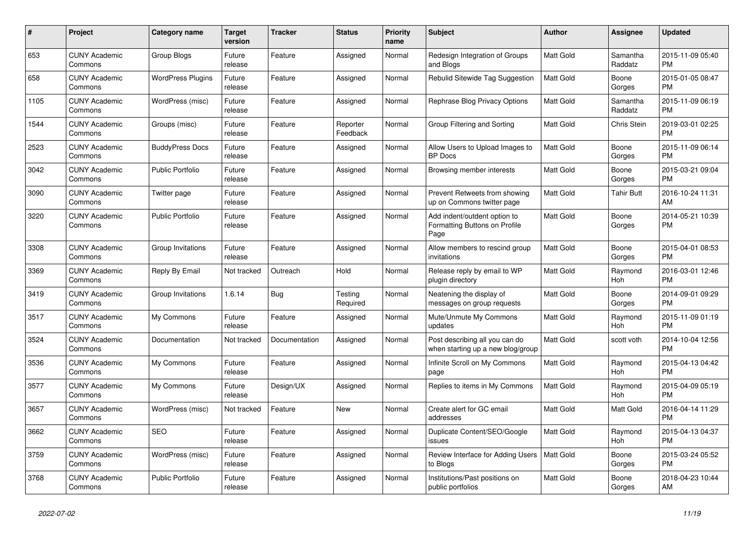| # | Project | Category name | Target version | Tracker | Status | Priority name | Subject | Author | Assignee | Updated |
|---|---|---|---|---|---|---|---|---|---|---|
| 653 | CUNY Academic Commons | Group Blogs | Future release | Feature | Assigned | Normal | Redesign Integration of Groups and Blogs | Matt Gold | Samantha Raddatz | 2015-11-09 05:40 PM |
| 658 | CUNY Academic Commons | WordPress Plugins | Future release | Feature | Assigned | Normal | Rebulid Sitewide Tag Suggestion | Matt Gold | Boone Gorges | 2015-01-05 08:47 PM |
| 1105 | CUNY Academic Commons | WordPress (misc) | Future release | Feature | Assigned | Normal | Rephrase Blog Privacy Options | Matt Gold | Samantha Raddatz | 2015-11-09 06:19 PM |
| 1544 | CUNY Academic Commons | Groups (misc) | Future release | Feature | Reporter Feedback | Normal | Group Filtering and Sorting | Matt Gold | Chris Stein | 2019-03-01 02:25 PM |
| 2523 | CUNY Academic Commons | BuddyPress Docs | Future release | Feature | Assigned | Normal | Allow Users to Upload Images to BP Docs | Matt Gold | Boone Gorges | 2015-11-09 06:14 PM |
| 3042 | CUNY Academic Commons | Public Portfolio | Future release | Feature | Assigned | Normal | Browsing member interests | Matt Gold | Boone Gorges | 2015-03-21 09:04 PM |
| 3090 | CUNY Academic Commons | Twitter page | Future release | Feature | Assigned | Normal | Prevent Retweets from showing up on Commons twitter page | Matt Gold | Tahir Butt | 2016-10-24 11:31 AM |
| 3220 | CUNY Academic Commons | Public Portfolio | Future release | Feature | Assigned | Normal | Add indent/outdent option to Formatting Buttons on Profile Page | Matt Gold | Boone Gorges | 2014-05-21 10:39 PM |
| 3308 | CUNY Academic Commons | Group Invitations | Future release | Feature | Assigned | Normal | Allow members to rescind group invitations | Matt Gold | Boone Gorges | 2015-04-01 08:53 PM |
| 3369 | CUNY Academic Commons | Reply By Email | Not tracked | Outreach | Hold | Normal | Release reply by email to WP plugin directory | Matt Gold | Raymond Hoh | 2016-03-01 12:46 PM |
| 3419 | CUNY Academic Commons | Group Invitations | 1.6.14 | Bug | Testing Required | Normal | Neatening the display of messages on group requests | Matt Gold | Boone Gorges | 2014-09-01 09:29 PM |
| 3517 | CUNY Academic Commons | My Commons | Future release | Feature | Assigned | Normal | Mute/Unmute My Commons updates | Matt Gold | Raymond Hoh | 2015-11-09 01:19 PM |
| 3524 | CUNY Academic Commons | Documentation | Not tracked | Documentation | Assigned | Normal | Post describing all you can do when starting up a new blog/group | Matt Gold | scott voth | 2014-10-04 12:56 PM |
| 3536 | CUNY Academic Commons | My Commons | Future release | Feature | Assigned | Normal | Infinite Scroll on My Commons page | Matt Gold | Raymond Hoh | 2015-04-13 04:42 PM |
| 3577 | CUNY Academic Commons | My Commons | Future release | Design/UX | Assigned | Normal | Replies to items in My Commons | Matt Gold | Raymond Hoh | 2015-04-09 05:19 PM |
| 3657 | CUNY Academic Commons | WordPress (misc) | Not tracked | Feature | New | Normal | Create alert for GC email addresses | Matt Gold | Matt Gold | 2016-04-14 11:29 PM |
| 3662 | CUNY Academic Commons | SEO | Future release | Feature | Assigned | Normal | Duplicate Content/SEO/Google issues | Matt Gold | Raymond Hoh | 2015-04-13 04:37 PM |
| 3759 | CUNY Academic Commons | WordPress (misc) | Future release | Feature | Assigned | Normal | Review Interface for Adding Users to Blogs | Matt Gold | Boone Gorges | 2015-03-24 05:52 PM |
| 3768 | CUNY Academic Commons | Public Portfolio | Future release | Feature | Assigned | Normal | Institutions/Past positions on public portfolios | Matt Gold | Boone Gorges | 2018-04-23 10:44 AM |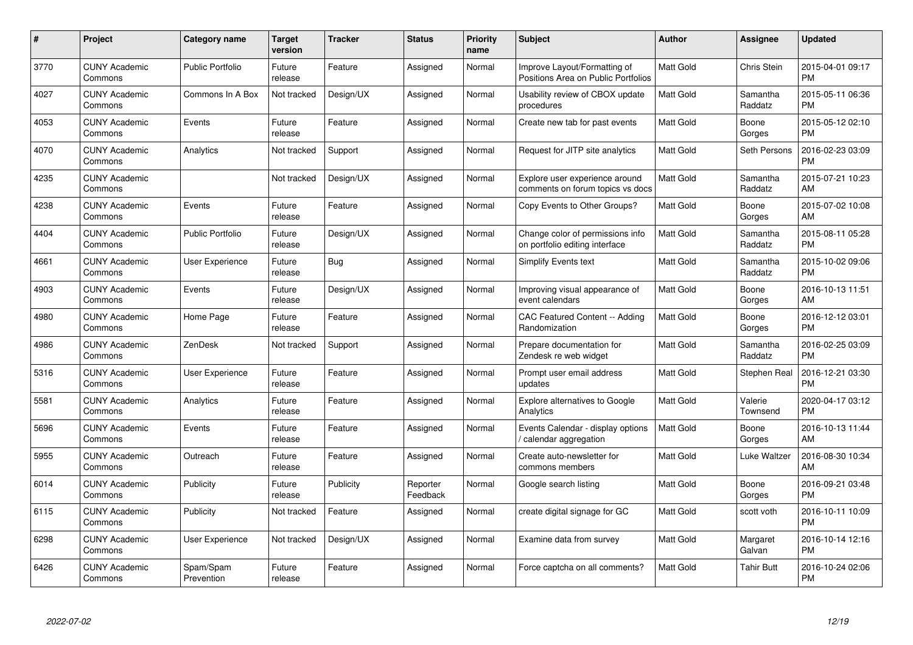| # | Project | Category name | Target version | Tracker | Status | Priority name | Subject | Author | Assignee | Updated |
|---|---|---|---|---|---|---|---|---|---|---|
| 3770 | CUNY Academic Commons | Public Portfolio | Future release | Feature | Assigned | Normal | Improve Layout/Formatting of Positions Area on Public Portfolios | Matt Gold | Chris Stein | 2015-04-01 09:17 PM |
| 4027 | CUNY Academic Commons | Commons In A Box | Not tracked | Design/UX | Assigned | Normal | Usability review of CBOX update procedures | Matt Gold | Samantha Raddatz | 2015-05-11 06:36 PM |
| 4053 | CUNY Academic Commons | Events | Future release | Feature | Assigned | Normal | Create new tab for past events | Matt Gold | Boone Gorges | 2015-05-12 02:10 PM |
| 4070 | CUNY Academic Commons | Analytics | Not tracked | Support | Assigned | Normal | Request for JITP site analytics | Matt Gold | Seth Persons | 2016-02-23 03:09 PM |
| 4235 | CUNY Academic Commons | | Not tracked | Design/UX | Assigned | Normal | Explore user experience around comments on forum topics vs docs | Matt Gold | Samantha Raddatz | 2015-07-21 10:23 AM |
| 4238 | CUNY Academic Commons | Events | Future release | Feature | Assigned | Normal | Copy Events to Other Groups? | Matt Gold | Boone Gorges | 2015-07-02 10:08 AM |
| 4404 | CUNY Academic Commons | Public Portfolio | Future release | Design/UX | Assigned | Normal | Change color of permissions info on portfolio editing interface | Matt Gold | Samantha Raddatz | 2015-08-11 05:28 PM |
| 4661 | CUNY Academic Commons | User Experience | Future release | Bug | Assigned | Normal | Simplify Events text | Matt Gold | Samantha Raddatz | 2015-10-02 09:06 PM |
| 4903 | CUNY Academic Commons | Events | Future release | Design/UX | Assigned | Normal | Improving visual appearance of event calendars | Matt Gold | Boone Gorges | 2016-10-13 11:51 AM |
| 4980 | CUNY Academic Commons | Home Page | Future release | Feature | Assigned | Normal | CAC Featured Content -- Adding Randomization | Matt Gold | Boone Gorges | 2016-12-12 03:01 PM |
| 4986 | CUNY Academic Commons | ZenDesk | Not tracked | Support | Assigned | Normal | Prepare documentation for Zendesk re web widget | Matt Gold | Samantha Raddatz | 2016-02-25 03:09 PM |
| 5316 | CUNY Academic Commons | User Experience | Future release | Feature | Assigned | Normal | Prompt user email address updates | Matt Gold | Stephen Real | 2016-12-21 03:30 PM |
| 5581 | CUNY Academic Commons | Analytics | Future release | Feature | Assigned | Normal | Explore alternatives to Google Analytics | Matt Gold | Valerie Townsend | 2020-04-17 03:12 PM |
| 5696 | CUNY Academic Commons | Events | Future release | Feature | Assigned | Normal | Events Calendar - display options / calendar aggregation | Matt Gold | Boone Gorges | 2016-10-13 11:44 AM |
| 5955 | CUNY Academic Commons | Outreach | Future release | Feature | Assigned | Normal | Create auto-newsletter for commons members | Matt Gold | Luke Waltzer | 2016-08-30 10:34 AM |
| 6014 | CUNY Academic Commons | Publicity | Future release | Publicity | Reporter Feedback | Normal | Google search listing | Matt Gold | Boone Gorges | 2016-09-21 03:48 PM |
| 6115 | CUNY Academic Commons | Publicity | Not tracked | Feature | Assigned | Normal | create digital signage for GC | Matt Gold | scott voth | 2016-10-11 10:09 PM |
| 6298 | CUNY Academic Commons | User Experience | Not tracked | Design/UX | Assigned | Normal | Examine data from survey | Matt Gold | Margaret Galvan | 2016-10-14 12:16 PM |
| 6426 | CUNY Academic Commons | Spam/Spam Prevention | Future release | Feature | Assigned | Normal | Force captcha on all comments? | Matt Gold | Tahir Butt | 2016-10-24 02:06 PM |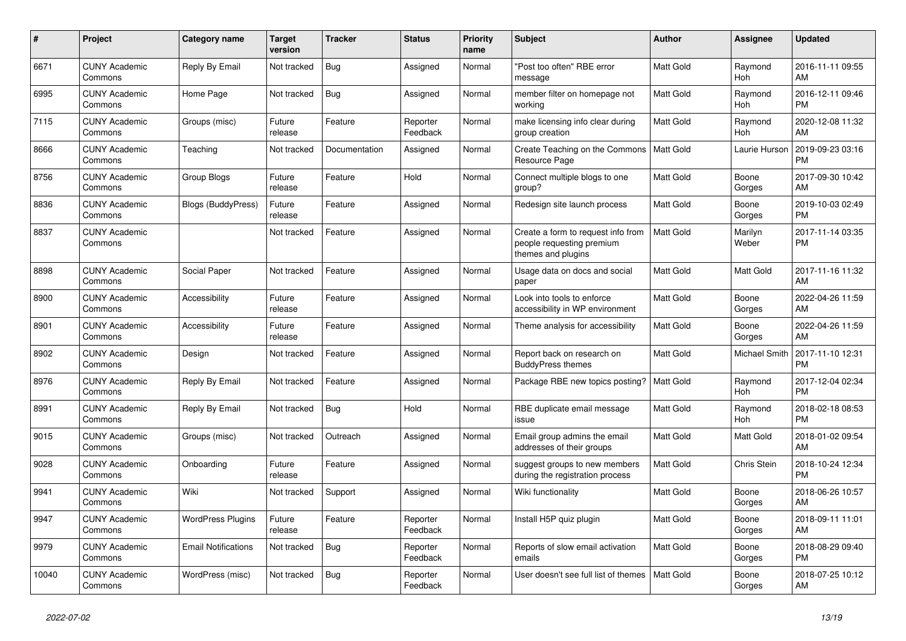| # | Project | Category name | Target version | Tracker | Status | Priority name | Subject | Author | Assignee | Updated |
|---|---|---|---|---|---|---|---|---|---|---|
| 6671 | CUNY Academic Commons | Reply By Email | Not tracked | Bug | Assigned | Normal | "Post too often" RBE error message | Matt Gold | Raymond Hoh | 2016-11-11 09:55 AM |
| 6995 | CUNY Academic Commons | Home Page | Not tracked | Bug | Assigned | Normal | member filter on homepage not working | Matt Gold | Raymond Hoh | 2016-12-11 09:46 PM |
| 7115 | CUNY Academic Commons | Groups (misc) | Future release | Feature | Reporter Feedback | Normal | make licensing info clear during group creation | Matt Gold | Raymond Hoh | 2020-12-08 11:32 AM |
| 8666 | CUNY Academic Commons | Teaching | Not tracked | Documentation | Assigned | Normal | Create Teaching on the Commons Resource Page | Matt Gold | Laurie Hurson | 2019-09-23 03:16 PM |
| 8756 | CUNY Academic Commons | Group Blogs | Future release | Feature | Hold | Normal | Connect multiple blogs to one group? | Matt Gold | Boone Gorges | 2017-09-30 10:42 AM |
| 8836 | CUNY Academic Commons | Blogs (BuddyPress) | Future release | Feature | Assigned | Normal | Redesign site launch process | Matt Gold | Boone Gorges | 2019-10-03 02:49 PM |
| 8837 | CUNY Academic Commons | | Not tracked | Feature | Assigned | Normal | Create a form to request info from people requesting premium themes and plugins | Matt Gold | Marilyn Weber | 2017-11-14 03:35 PM |
| 8898 | CUNY Academic Commons | Social Paper | Not tracked | Feature | Assigned | Normal | Usage data on docs and social paper | Matt Gold | Matt Gold | 2017-11-16 11:32 AM |
| 8900 | CUNY Academic Commons | Accessibility | Future release | Feature | Assigned | Normal | Look into tools to enforce accessibility in WP environment | Matt Gold | Boone Gorges | 2022-04-26 11:59 AM |
| 8901 | CUNY Academic Commons | Accessibility | Future release | Feature | Assigned | Normal | Theme analysis for accessibility | Matt Gold | Boone Gorges | 2022-04-26 11:59 AM |
| 8902 | CUNY Academic Commons | Design | Not tracked | Feature | Assigned | Normal | Report back on research on BuddyPress themes | Matt Gold | Michael Smith | 2017-11-10 12:31 PM |
| 8976 | CUNY Academic Commons | Reply By Email | Not tracked | Feature | Assigned | Normal | Package RBE new topics posting? | Matt Gold | Raymond Hoh | 2017-12-04 02:34 PM |
| 8991 | CUNY Academic Commons | Reply By Email | Not tracked | Bug | Hold | Normal | RBE duplicate email message issue | Matt Gold | Raymond Hoh | 2018-02-18 08:53 PM |
| 9015 | CUNY Academic Commons | Groups (misc) | Not tracked | Outreach | Assigned | Normal | Email group admins the email addresses of their groups | Matt Gold | Matt Gold | 2018-01-02 09:54 AM |
| 9028 | CUNY Academic Commons | Onboarding | Future release | Feature | Assigned | Normal | suggest groups to new members during the registration process | Matt Gold | Chris Stein | 2018-10-24 12:34 PM |
| 9941 | CUNY Academic Commons | Wiki | Not tracked | Support | Assigned | Normal | Wiki functionality | Matt Gold | Boone Gorges | 2018-06-26 10:57 AM |
| 9947 | CUNY Academic Commons | WordPress Plugins | Future release | Feature | Reporter Feedback | Normal | Install H5P quiz plugin | Matt Gold | Boone Gorges | 2018-09-11 11:01 AM |
| 9979 | CUNY Academic Commons | Email Notifications | Not tracked | Bug | Reporter Feedback | Normal | Reports of slow email activation emails | Matt Gold | Boone Gorges | 2018-08-29 09:40 PM |
| 10040 | CUNY Academic Commons | WordPress (misc) | Not tracked | Bug | Reporter Feedback | Normal | User doesn't see full list of themes | Matt Gold | Boone Gorges | 2018-07-25 10:12 AM |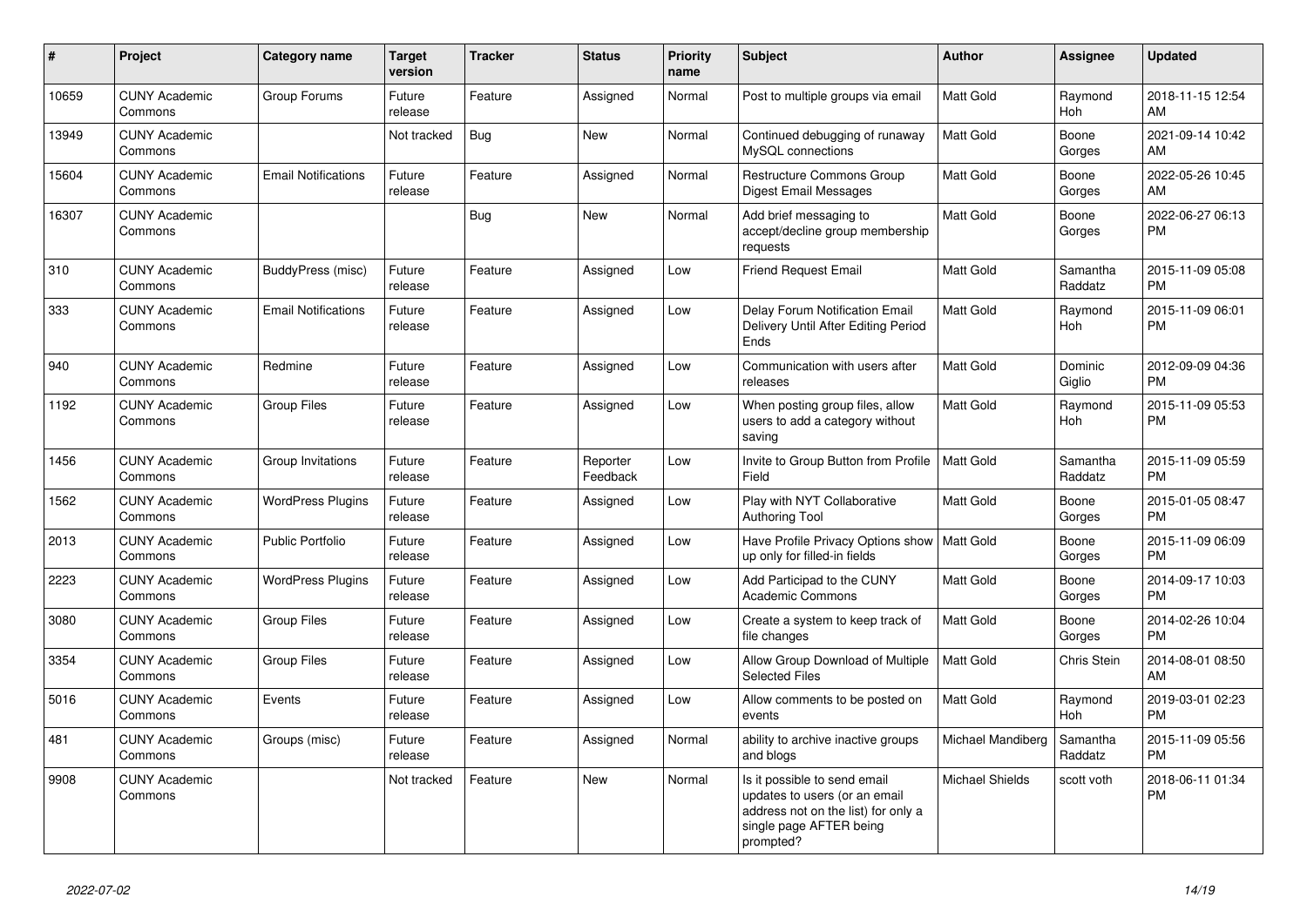| # | Project | Category name | Target version | Tracker | Status | Priority name | Subject | Author | Assignee | Updated |
|---|---|---|---|---|---|---|---|---|---|---|
| 10659 | CUNY Academic Commons | Group Forums | Future release | Feature | Assigned | Normal | Post to multiple groups via email | Matt Gold | Raymond Hoh | 2018-11-15 12:54 AM |
| 13949 | CUNY Academic Commons | | Not tracked | Bug | New | Normal | Continued debugging of runaway MySQL connections | Matt Gold | Boone Gorges | 2021-09-14 10:42 AM |
| 15604 | CUNY Academic Commons | Email Notifications | Future release | Feature | Assigned | Normal | Restructure Commons Group Digest Email Messages | Matt Gold | Boone Gorges | 2022-05-26 10:45 AM |
| 16307 | CUNY Academic Commons | | | Bug | New | Normal | Add brief messaging to accept/decline group membership requests | Matt Gold | Boone Gorges | 2022-06-27 06:13 PM |
| 310 | CUNY Academic Commons | BuddyPress (misc) | Future release | Feature | Assigned | Low | Friend Request Email | Matt Gold | Samantha Raddatz | 2015-11-09 05:08 PM |
| 333 | CUNY Academic Commons | Email Notifications | Future release | Feature | Assigned | Low | Delay Forum Notification Email Delivery Until After Editing Period Ends | Matt Gold | Raymond Hoh | 2015-11-09 06:01 PM |
| 940 | CUNY Academic Commons | Redmine | Future release | Feature | Assigned | Low | Communication with users after releases | Matt Gold | Dominic Giglio | 2012-09-09 04:36 PM |
| 1192 | CUNY Academic Commons | Group Files | Future release | Feature | Assigned | Low | When posting group files, allow users to add a category without saving | Matt Gold | Raymond Hoh | 2015-11-09 05:53 PM |
| 1456 | CUNY Academic Commons | Group Invitations | Future release | Feature | Reporter Feedback | Low | Invite to Group Button from Profile Field | Matt Gold | Samantha Raddatz | 2015-11-09 05:59 PM |
| 1562 | CUNY Academic Commons | WordPress Plugins | Future release | Feature | Assigned | Low | Play with NYT Collaborative Authoring Tool | Matt Gold | Boone Gorges | 2015-01-05 08:47 PM |
| 2013 | CUNY Academic Commons | Public Portfolio | Future release | Feature | Assigned | Low | Have Profile Privacy Options show up only for filled-in fields | Matt Gold | Boone Gorges | 2015-11-09 06:09 PM |
| 2223 | CUNY Academic Commons | WordPress Plugins | Future release | Feature | Assigned | Low | Add Participad to the CUNY Academic Commons | Matt Gold | Boone Gorges | 2014-09-17 10:03 PM |
| 3080 | CUNY Academic Commons | Group Files | Future release | Feature | Assigned | Low | Create a system to keep track of file changes | Matt Gold | Boone Gorges | 2014-02-26 10:04 PM |
| 3354 | CUNY Academic Commons | Group Files | Future release | Feature | Assigned | Low | Allow Group Download of Multiple Selected Files | Matt Gold | Chris Stein | 2014-08-01 08:50 AM |
| 5016 | CUNY Academic Commons | Events | Future release | Feature | Assigned | Low | Allow comments to be posted on events | Matt Gold | Raymond Hoh | 2019-03-01 02:23 PM |
| 481 | CUNY Academic Commons | Groups (misc) | Future release | Feature | Assigned | Normal | ability to archive inactive groups and blogs | Michael Mandiberg | Samantha Raddatz | 2015-11-09 05:56 PM |
| 9908 | CUNY Academic Commons | | Not tracked | Feature | New | Normal | Is it possible to send email updates to users (or an email address not on the list) for only a single page AFTER being prompted? | Michael Shields | scott voth | 2018-06-11 01:34 PM |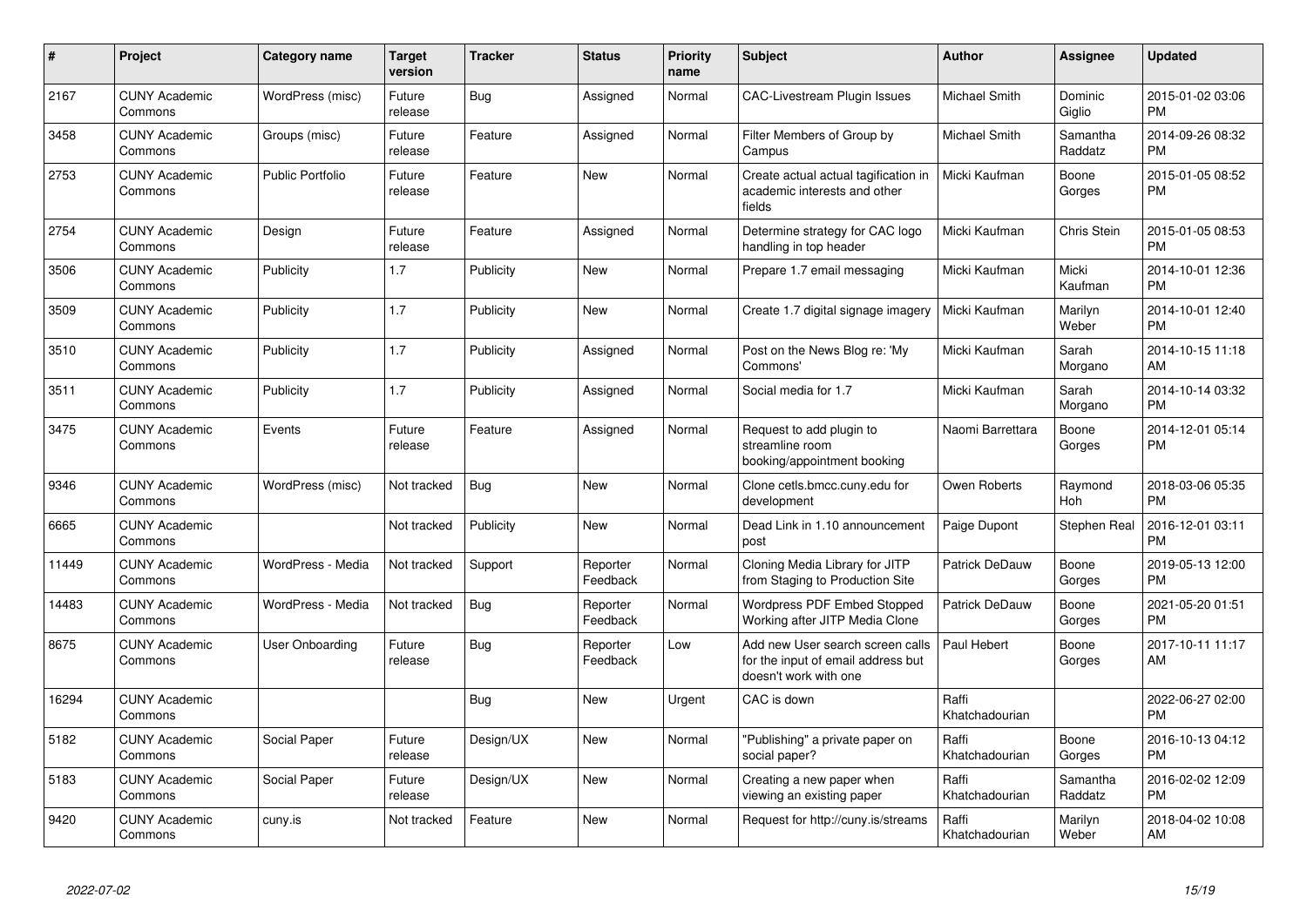| # | Project | Category name | Target version | Tracker | Status | Priority name | Subject | Author | Assignee | Updated |
|---|---|---|---|---|---|---|---|---|---|---|
| 2167 | CUNY Academic Commons | WordPress (misc) | Future release | Bug | Assigned | Normal | CAC-Livestream Plugin Issues | Michael Smith | Dominic Giglio | 2015-01-02 03:06 PM |
| 3458 | CUNY Academic Commons | Groups (misc) | Future release | Feature | Assigned | Normal | Filter Members of Group by Campus | Michael Smith | Samantha Raddatz | 2014-09-26 08:32 PM |
| 2753 | CUNY Academic Commons | Public Portfolio | Future release | Feature | New | Normal | Create actual actual tagification in academic interests and other fields | Micki Kaufman | Boone Gorges | 2015-01-05 08:52 PM |
| 2754 | CUNY Academic Commons | Design | Future release | Feature | Assigned | Normal | Determine strategy for CAC logo handling in top header | Micki Kaufman | Chris Stein | 2015-01-05 08:53 PM |
| 3506 | CUNY Academic Commons | Publicity | 1.7 | Publicity | New | Normal | Prepare 1.7 email messaging | Micki Kaufman | Micki Kaufman | 2014-10-01 12:36 PM |
| 3509 | CUNY Academic Commons | Publicity | 1.7 | Publicity | New | Normal | Create 1.7 digital signage imagery | Micki Kaufman | Marilyn Weber | 2014-10-01 12:40 PM |
| 3510 | CUNY Academic Commons | Publicity | 1.7 | Publicity | Assigned | Normal | Post on the News Blog re: 'My Commons' | Micki Kaufman | Sarah Morgano | 2014-10-15 11:18 AM |
| 3511 | CUNY Academic Commons | Publicity | 1.7 | Publicity | Assigned | Normal | Social media for 1.7 | Micki Kaufman | Sarah Morgano | 2014-10-14 03:32 PM |
| 3475 | CUNY Academic Commons | Events | Future release | Feature | Assigned | Normal | Request to add plugin to streamline room booking/appointment booking | Naomi Barrettara | Boone Gorges | 2014-12-01 05:14 PM |
| 9346 | CUNY Academic Commons | WordPress (misc) | Not tracked | Bug | New | Normal | Clone cetls.bmcc.cuny.edu for development | Owen Roberts | Raymond Hoh | 2018-03-06 05:35 PM |
| 6665 | CUNY Academic Commons | | Not tracked | Publicity | New | Normal | Dead Link in 1.10 announcement post | Paige Dupont | Stephen Real | 2016-12-01 03:11 PM |
| 11449 | CUNY Academic Commons | WordPress - Media | Not tracked | Support | Reporter Feedback | Normal | Cloning Media Library for JITP from Staging to Production Site | Patrick DeDauw | Boone Gorges | 2019-05-13 12:00 PM |
| 14483 | CUNY Academic Commons | WordPress - Media | Not tracked | Bug | Reporter Feedback | Normal | Wordpress PDF Embed Stopped Working after JITP Media Clone | Patrick DeDauw | Boone Gorges | 2021-05-20 01:51 PM |
| 8675 | CUNY Academic Commons | User Onboarding | Future release | Bug | Reporter Feedback | Low | Add new User search screen calls for the input of email address but doesn't work with one | Paul Hebert | Boone Gorges | 2017-10-11 11:17 AM |
| 16294 | CUNY Academic Commons | | | Bug | New | Urgent | CAC is down | Raffi Khatchadourian | | 2022-06-27 02:00 PM |
| 5182 | CUNY Academic Commons | Social Paper | Future release | Design/UX | New | Normal | "Publishing" a private paper on social paper? | Raffi Khatchadourian | Boone Gorges | 2016-10-13 04:12 PM |
| 5183 | CUNY Academic Commons | Social Paper | Future release | Design/UX | New | Normal | Creating a new paper when viewing an existing paper | Raffi Khatchadourian | Samantha Raddatz | 2016-02-02 12:09 PM |
| 9420 | CUNY Academic Commons | cuny.is | Not tracked | Feature | New | Normal | Request for http://cuny.is/streams | Raffi Khatchadourian | Marilyn Weber | 2018-04-02 10:08 AM |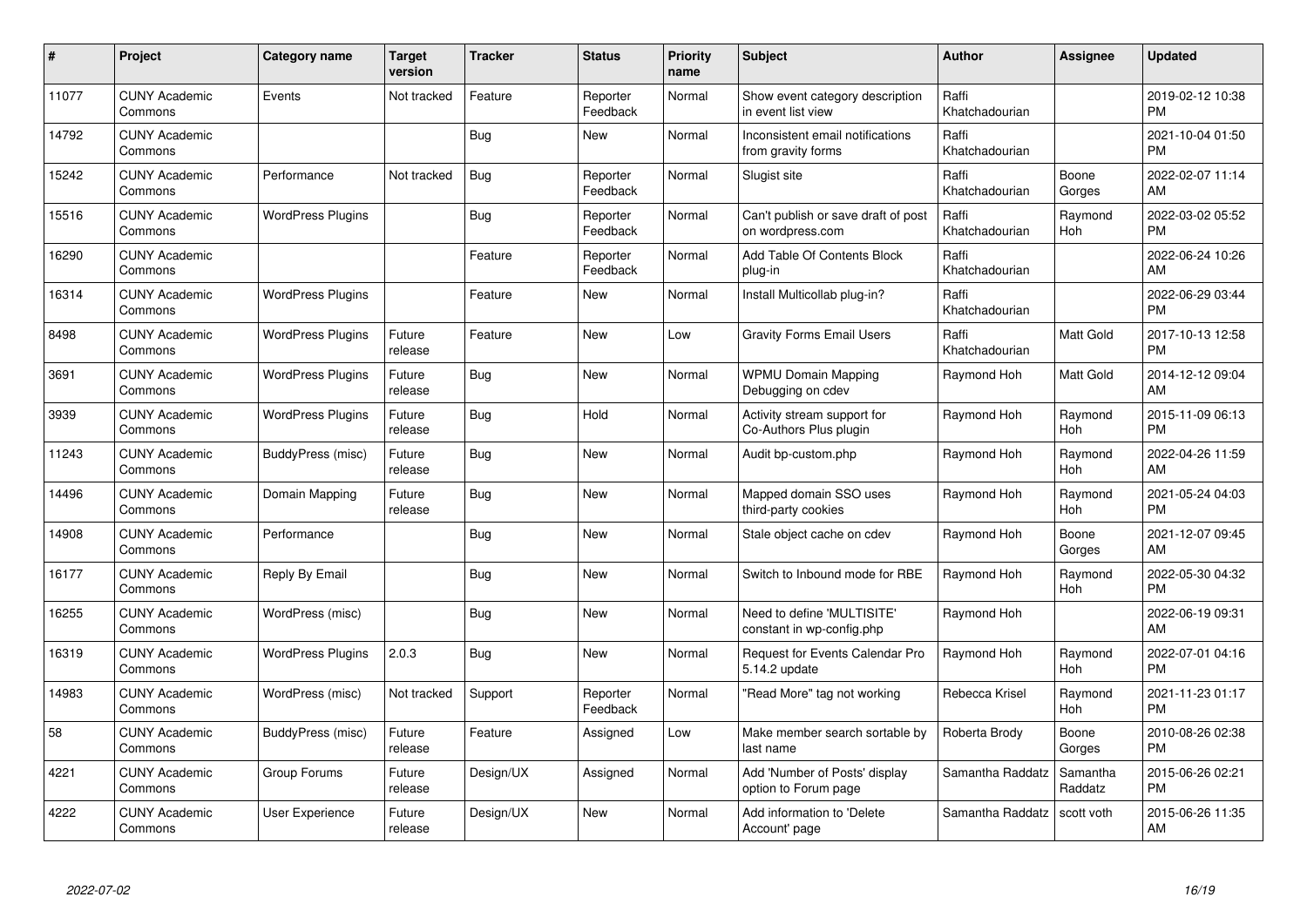| # | Project | Category name | Target version | Tracker | Status | Priority name | Subject | Author | Assignee | Updated |
|---|---|---|---|---|---|---|---|---|---|---|
| 11077 | CUNY Academic Commons | Events | Not tracked | Feature | Reporter Feedback | Normal | Show event category description in event list view | Raffi Khatchadourian | | 2019-02-12 10:38 PM |
| 14792 | CUNY Academic Commons | | | Bug | New | Normal | Inconsistent email notifications from gravity forms | Raffi Khatchadourian | | 2021-10-04 01:50 PM |
| 15242 | CUNY Academic Commons | Performance | Not tracked | Bug | Reporter Feedback | Normal | Slugist site | Raffi Khatchadourian | Boone Gorges | 2022-02-07 11:14 AM |
| 15516 | CUNY Academic Commons | WordPress Plugins | | Bug | Reporter Feedback | Normal | Can't publish or save draft of post on wordpress.com | Raffi Khatchadourian | Raymond Hoh | 2022-03-02 05:52 PM |
| 16290 | CUNY Academic Commons | | | Feature | Reporter Feedback | Normal | Add Table Of Contents Block plug-in | Raffi Khatchadourian | | 2022-06-24 10:26 AM |
| 16314 | CUNY Academic Commons | WordPress Plugins | | Feature | New | Normal | Install Multicollab plug-in? | Raffi Khatchadourian | | 2022-06-29 03:44 PM |
| 8498 | CUNY Academic Commons | WordPress Plugins | Future release | Feature | New | Low | Gravity Forms Email Users | Raffi Khatchadourian | Matt Gold | 2017-10-13 12:58 PM |
| 3691 | CUNY Academic Commons | WordPress Plugins | Future release | Bug | New | Normal | WPMU Domain Mapping Debugging on cdev | Raymond Hoh | Matt Gold | 2014-12-12 09:04 AM |
| 3939 | CUNY Academic Commons | WordPress Plugins | Future release | Bug | Hold | Normal | Activity stream support for Co-Authors Plus plugin | Raymond Hoh | Raymond Hoh | 2015-11-09 06:13 PM |
| 11243 | CUNY Academic Commons | BuddyPress (misc) | Future release | Bug | New | Normal | Audit bp-custom.php | Raymond Hoh | Raymond Hoh | 2022-04-26 11:59 AM |
| 14496 | CUNY Academic Commons | Domain Mapping | Future release | Bug | New | Normal | Mapped domain SSO uses third-party cookies | Raymond Hoh | Raymond Hoh | 2021-05-24 04:03 PM |
| 14908 | CUNY Academic Commons | Performance | | Bug | New | Normal | Stale object cache on cdev | Raymond Hoh | Boone Gorges | 2021-12-07 09:45 AM |
| 16177 | CUNY Academic Commons | Reply By Email | | Bug | New | Normal | Switch to Inbound mode for RBE | Raymond Hoh | Raymond Hoh | 2022-05-30 04:32 PM |
| 16255 | CUNY Academic Commons | WordPress (misc) | | Bug | New | Normal | Need to define 'MULTISITE' constant in wp-config.php | Raymond Hoh | | 2022-06-19 09:31 AM |
| 16319 | CUNY Academic Commons | WordPress Plugins | 2.0.3 | Bug | New | Normal | Request for Events Calendar Pro 5.14.2 update | Raymond Hoh | Raymond Hoh | 2022-07-01 04:16 PM |
| 14983 | CUNY Academic Commons | WordPress (misc) | Not tracked | Support | Reporter Feedback | Normal | "Read More" tag not working | Rebecca Krisel | Raymond Hoh | 2021-11-23 01:17 PM |
| 58 | CUNY Academic Commons | BuddyPress (misc) | Future release | Feature | Assigned | Low | Make member search sortable by last name | Roberta Brody | Boone Gorges | 2010-08-26 02:38 PM |
| 4221 | CUNY Academic Commons | Group Forums | Future release | Design/UX | Assigned | Normal | Add 'Number of Posts' display option to Forum page | Samantha Raddatz | Samantha Raddatz | 2015-06-26 02:21 PM |
| 4222 | CUNY Academic Commons | User Experience | Future release | Design/UX | New | Normal | Add information to 'Delete Account' page | Samantha Raddatz | scott voth | 2015-06-26 11:35 AM |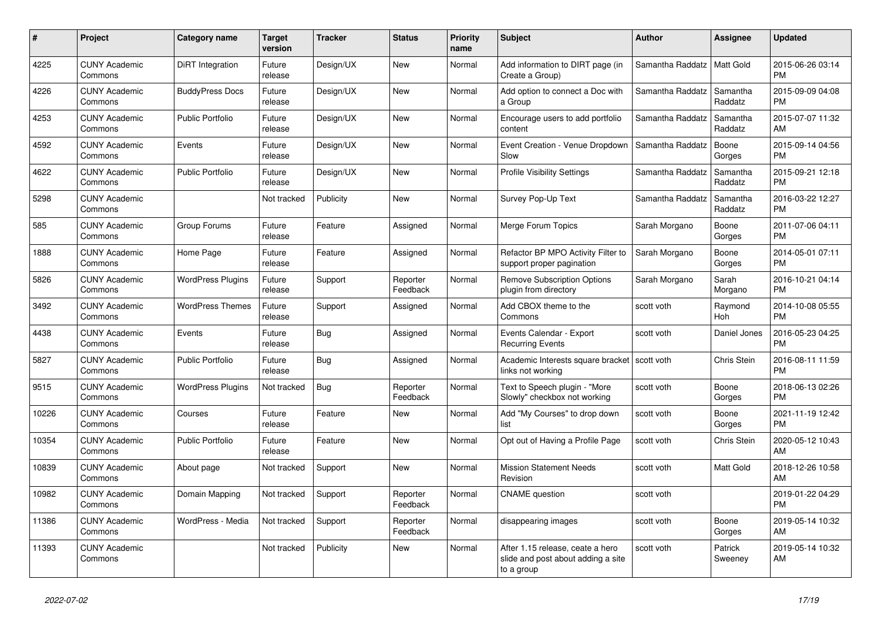| # | Project | Category name | Target version | Tracker | Status | Priority name | Subject | Author | Assignee | Updated |
|---|---|---|---|---|---|---|---|---|---|---|
| 4225 | CUNY Academic Commons | DiRT Integration | Future release | Design/UX | New | Normal | Add information to DIRT page (in Create a Group) | Samantha Raddatz | Matt Gold | 2015-06-26 03:14 PM |
| 4226 | CUNY Academic Commons | BuddyPress Docs | Future release | Design/UX | New | Normal | Add option to connect a Doc with a Group | Samantha Raddatz | Samantha Raddatz | 2015-09-09 04:08 PM |
| 4253 | CUNY Academic Commons | Public Portfolio | Future release | Design/UX | New | Normal | Encourage users to add portfolio content | Samantha Raddatz | Samantha Raddatz | 2015-07-07 11:32 AM |
| 4592 | CUNY Academic Commons | Events | Future release | Design/UX | New | Normal | Event Creation - Venue Dropdown Slow | Samantha Raddatz | Boone Gorges | 2015-09-14 04:56 PM |
| 4622 | CUNY Academic Commons | Public Portfolio | Future release | Design/UX | New | Normal | Profile Visibility Settings | Samantha Raddatz | Samantha Raddatz | 2015-09-21 12:18 PM |
| 5298 | CUNY Academic Commons | | Not tracked | Publicity | New | Normal | Survey Pop-Up Text | Samantha Raddatz | Samantha Raddatz | 2016-03-22 12:27 PM |
| 585 | CUNY Academic Commons | Group Forums | Future release | Feature | Assigned | Normal | Merge Forum Topics | Sarah Morgano | Boone Gorges | 2011-07-06 04:11 PM |
| 1888 | CUNY Academic Commons | Home Page | Future release | Feature | Assigned | Normal | Refactor BP MPO Activity Filter to support proper pagination | Sarah Morgano | Boone Gorges | 2014-05-01 07:11 PM |
| 5826 | CUNY Academic Commons | WordPress Plugins | Future release | Support | Reporter Feedback | Normal | Remove Subscription Options plugin from directory | Sarah Morgano | Sarah Morgano | 2016-10-21 04:14 PM |
| 3492 | CUNY Academic Commons | WordPress Themes | Future release | Support | Assigned | Normal | Add CBOX theme to the Commons | scott voth | Raymond Hoh | 2014-10-08 05:55 PM |
| 4438 | CUNY Academic Commons | Events | Future release | Bug | Assigned | Normal | Events Calendar - Export Recurring Events | scott voth | Daniel Jones | 2016-05-23 04:25 PM |
| 5827 | CUNY Academic Commons | Public Portfolio | Future release | Bug | Assigned | Normal | Academic Interests square bracket links not working | scott voth | Chris Stein | 2016-08-11 11:59 PM |
| 9515 | CUNY Academic Commons | WordPress Plugins | Not tracked | Bug | Reporter Feedback | Normal | Text to Speech plugin - "More Slowly" checkbox not working | scott voth | Boone Gorges | 2018-06-13 02:26 PM |
| 10226 | CUNY Academic Commons | Courses | Future release | Feature | New | Normal | Add "My Courses" to drop down list | scott voth | Boone Gorges | 2021-11-19 12:42 PM |
| 10354 | CUNY Academic Commons | Public Portfolio | Future release | Feature | New | Normal | Opt out of Having a Profile Page | scott voth | Chris Stein | 2020-05-12 10:43 AM |
| 10839 | CUNY Academic Commons | About page | Not tracked | Support | New | Normal | Mission Statement Needs Revision | scott voth | Matt Gold | 2018-12-26 10:58 AM |
| 10982 | CUNY Academic Commons | Domain Mapping | Not tracked | Support | Reporter Feedback | Normal | CNAME question | scott voth | | 2019-01-22 04:29 PM |
| 11386 | CUNY Academic Commons | WordPress - Media | Not tracked | Support | Reporter Feedback | Normal | disappearing images | scott voth | Boone Gorges | 2019-05-14 10:32 AM |
| 11393 | CUNY Academic Commons | | Not tracked | Publicity | New | Normal | After 1.15 release, ceate a hero slide and post about adding a site to a group | scott voth | Patrick Sweeney | 2019-05-14 10:32 AM |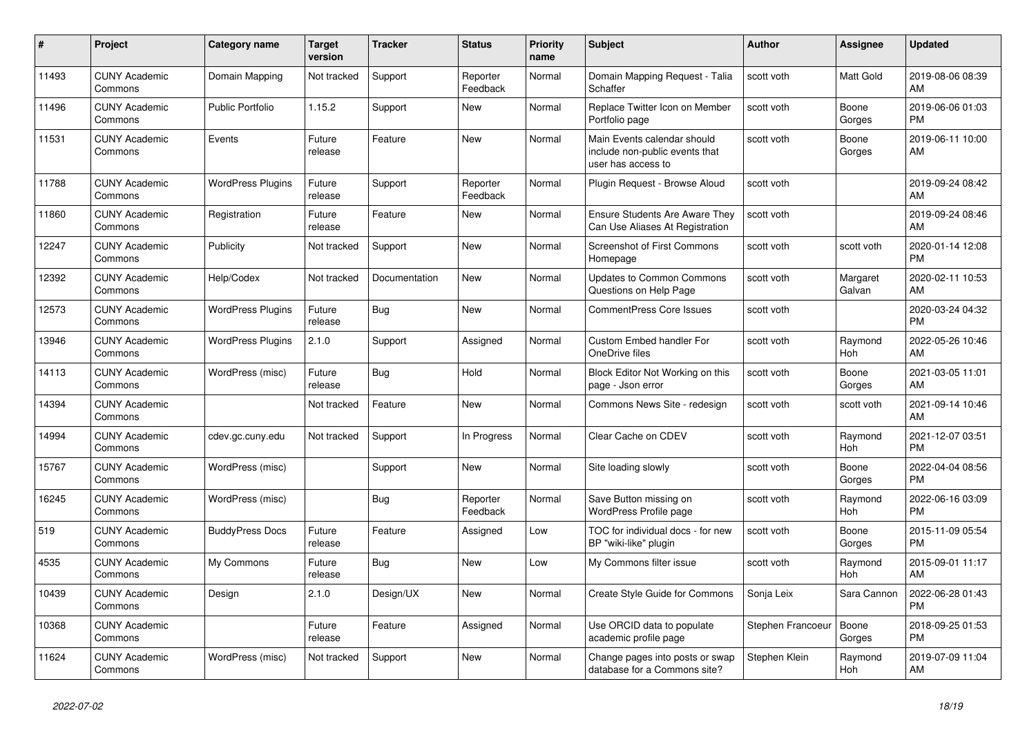| # | Project | Category name | Target version | Tracker | Status | Priority name | Subject | Author | Assignee | Updated |
|---|---|---|---|---|---|---|---|---|---|---|
| 11493 | CUNY Academic Commons | Domain Mapping | Not tracked | Support | Reporter Feedback | Normal | Domain Mapping Request - Talia Schaffer | scott voth | Matt Gold | 2019-08-06 08:39 AM |
| 11496 | CUNY Academic Commons | Public Portfolio | 1.15.2 | Support | New | Normal | Replace Twitter Icon on Member Portfolio page | scott voth | Boone Gorges | 2019-06-06 01:03 PM |
| 11531 | CUNY Academic Commons | Events | Future release | Feature | New | Normal | Main Events calendar should include non-public events that user has access to | scott voth | Boone Gorges | 2019-06-11 10:00 AM |
| 11788 | CUNY Academic Commons | WordPress Plugins | Future release | Support | Reporter Feedback | Normal | Plugin Request - Browse Aloud | scott voth | | 2019-09-24 08:42 AM |
| 11860 | CUNY Academic Commons | Registration | Future release | Feature | New | Normal | Ensure Students Are Aware They Can Use Aliases At Registration | scott voth | | 2019-09-24 08:46 AM |
| 12247 | CUNY Academic Commons | Publicity | Not tracked | Support | New | Normal | Screenshot of First Commons Homepage | scott voth | scott voth | 2020-01-14 12:08 PM |
| 12392 | CUNY Academic Commons | Help/Codex | Not tracked | Documentation | New | Normal | Updates to Common Commons Questions on Help Page | scott voth | Margaret Galvan | 2020-02-11 10:53 AM |
| 12573 | CUNY Academic Commons | WordPress Plugins | Future release | Bug | New | Normal | CommentPress Core Issues | scott voth | | 2020-03-24 04:32 PM |
| 13946 | CUNY Academic Commons | WordPress Plugins | 2.1.0 | Support | Assigned | Normal | Custom Embed handler For OneDrive files | scott voth | Raymond Hoh | 2022-05-26 10:46 AM |
| 14113 | CUNY Academic Commons | WordPress (misc) | Future release | Bug | Hold | Normal | Block Editor Not Working on this page - Json error | scott voth | Boone Gorges | 2021-03-05 11:01 AM |
| 14394 | CUNY Academic Commons | | Not tracked | Feature | New | Normal | Commons News Site - redesign | scott voth | scott voth | 2021-09-14 10:46 AM |
| 14994 | CUNY Academic Commons | cdev.gc.cuny.edu | Not tracked | Support | In Progress | Normal | Clear Cache on CDEV | scott voth | Raymond Hoh | 2021-12-07 03:51 PM |
| 15767 | CUNY Academic Commons | WordPress (misc) | | Support | New | Normal | Site loading slowly | scott voth | Boone Gorges | 2022-04-04 08:56 PM |
| 16245 | CUNY Academic Commons | WordPress (misc) | | Bug | Reporter Feedback | Normal | Save Button missing on WordPress Profile page | scott voth | Raymond Hoh | 2022-06-16 03:09 PM |
| 519 | CUNY Academic Commons | BuddyPress Docs | Future release | Feature | Assigned | Low | TOC for individual docs - for new BP "wiki-like" plugin | scott voth | Boone Gorges | 2015-11-09 05:54 PM |
| 4535 | CUNY Academic Commons | My Commons | Future release | Bug | New | Low | My Commons filter issue | scott voth | Raymond Hoh | 2015-09-01 11:17 AM |
| 10439 | CUNY Academic Commons | Design | 2.1.0 | Design/UX | New | Normal | Create Style Guide for Commons | Sonja Leix | Sara Cannon | 2022-06-28 01:43 PM |
| 10368 | CUNY Academic Commons | | Future release | Feature | Assigned | Normal | Use ORCID data to populate academic profile page | Stephen Francoeur | Boone Gorges | 2018-09-25 01:53 PM |
| 11624 | CUNY Academic Commons | WordPress (misc) | Not tracked | Support | New | Normal | Change pages into posts or swap database for a Commons site? | Stephen Klein | Raymond Hoh | 2019-07-09 11:04 AM |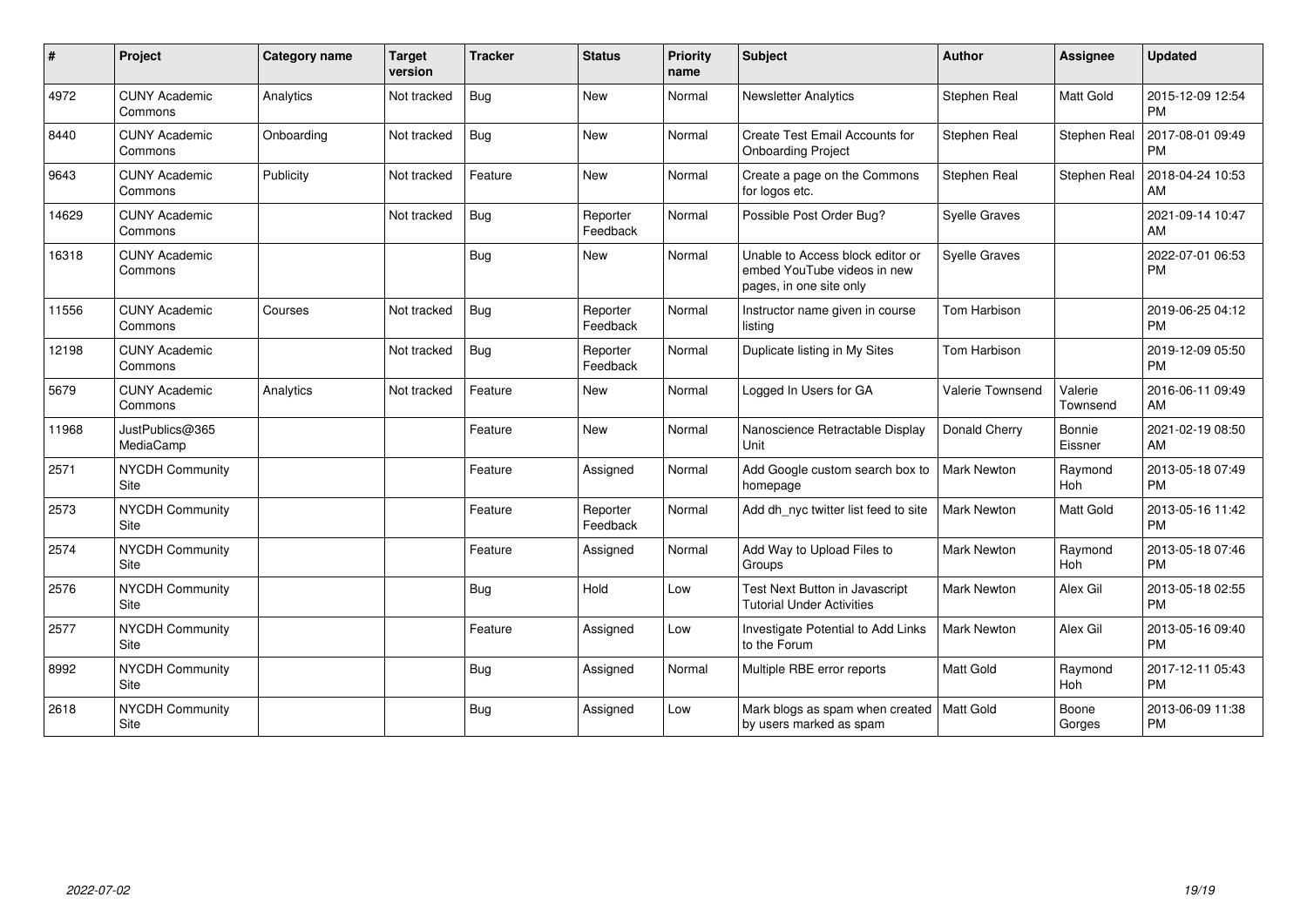| # | Project | Category name | Target version | Tracker | Status | Priority name | Subject | Author | Assignee | Updated |
|---|---|---|---|---|---|---|---|---|---|---|
| 4972 | CUNY Academic Commons | Analytics | Not tracked | Bug | New | Normal | Newsletter Analytics | Stephen Real | Matt Gold | 2015-12-09 12:54 PM |
| 8440 | CUNY Academic Commons | Onboarding | Not tracked | Bug | New | Normal | Create Test Email Accounts for Onboarding Project | Stephen Real | Stephen Real | 2017-08-01 09:49 PM |
| 9643 | CUNY Academic Commons | Publicity | Not tracked | Feature | New | Normal | Create a page on the Commons for logos etc. | Stephen Real | Stephen Real | 2018-04-24 10:53 AM |
| 14629 | CUNY Academic Commons | | Not tracked | Bug | Reporter Feedback | Normal | Possible Post Order Bug? | Syelle Graves | | 2021-09-14 10:47 AM |
| 16318 | CUNY Academic Commons | | | Bug | New | Normal | Unable to Access block editor or embed YouTube videos in new pages, in one site only | Syelle Graves | | 2022-07-01 06:53 PM |
| 11556 | CUNY Academic Commons | Courses | Not tracked | Bug | Reporter Feedback | Normal | Instructor name given in course listing | Tom Harbison | | 2019-06-25 04:12 PM |
| 12198 | CUNY Academic Commons | | Not tracked | Bug | Reporter Feedback | Normal | Duplicate listing in My Sites | Tom Harbison | | 2019-12-09 05:50 PM |
| 5679 | CUNY Academic Commons | Analytics | Not tracked | Feature | New | Normal | Logged In Users for GA | Valerie Townsend | Valerie Townsend | 2016-06-11 09:49 AM |
| 11968 | JustPublics@365 MediaCamp | | | Feature | New | Normal | Nanoscience Retractable Display Unit | Donald Cherry | Bonnie Eissner | 2021-02-19 08:50 AM |
| 2571 | NYCDH Community Site | | | Feature | Assigned | Normal | Add Google custom search box to homepage | Mark Newton | Raymond Hoh | 2013-05-18 07:49 PM |
| 2573 | NYCDH Community Site | | | Feature | Reporter Feedback | Normal | Add dh_nyc twitter list feed to site | Mark Newton | Matt Gold | 2013-05-16 11:42 PM |
| 2574 | NYCDH Community Site | | | Feature | Assigned | Normal | Add Way to Upload Files to Groups | Mark Newton | Raymond Hoh | 2013-05-18 07:46 PM |
| 2576 | NYCDH Community Site | | | Bug | Hold | Low | Test Next Button in Javascript Tutorial Under Activities | Mark Newton | Alex Gil | 2013-05-18 02:55 PM |
| 2577 | NYCDH Community Site | | | Feature | Assigned | Low | Investigate Potential to Add Links to the Forum | Mark Newton | Alex Gil | 2013-05-16 09:40 PM |
| 8992 | NYCDH Community Site | | | Bug | Assigned | Normal | Multiple RBE error reports | Matt Gold | Raymond Hoh | 2017-12-11 05:43 PM |
| 2618 | NYCDH Community Site | | | Bug | Assigned | Low | Mark blogs as spam when created by users marked as spam | Matt Gold | Boone Gorges | 2013-06-09 11:38 PM |